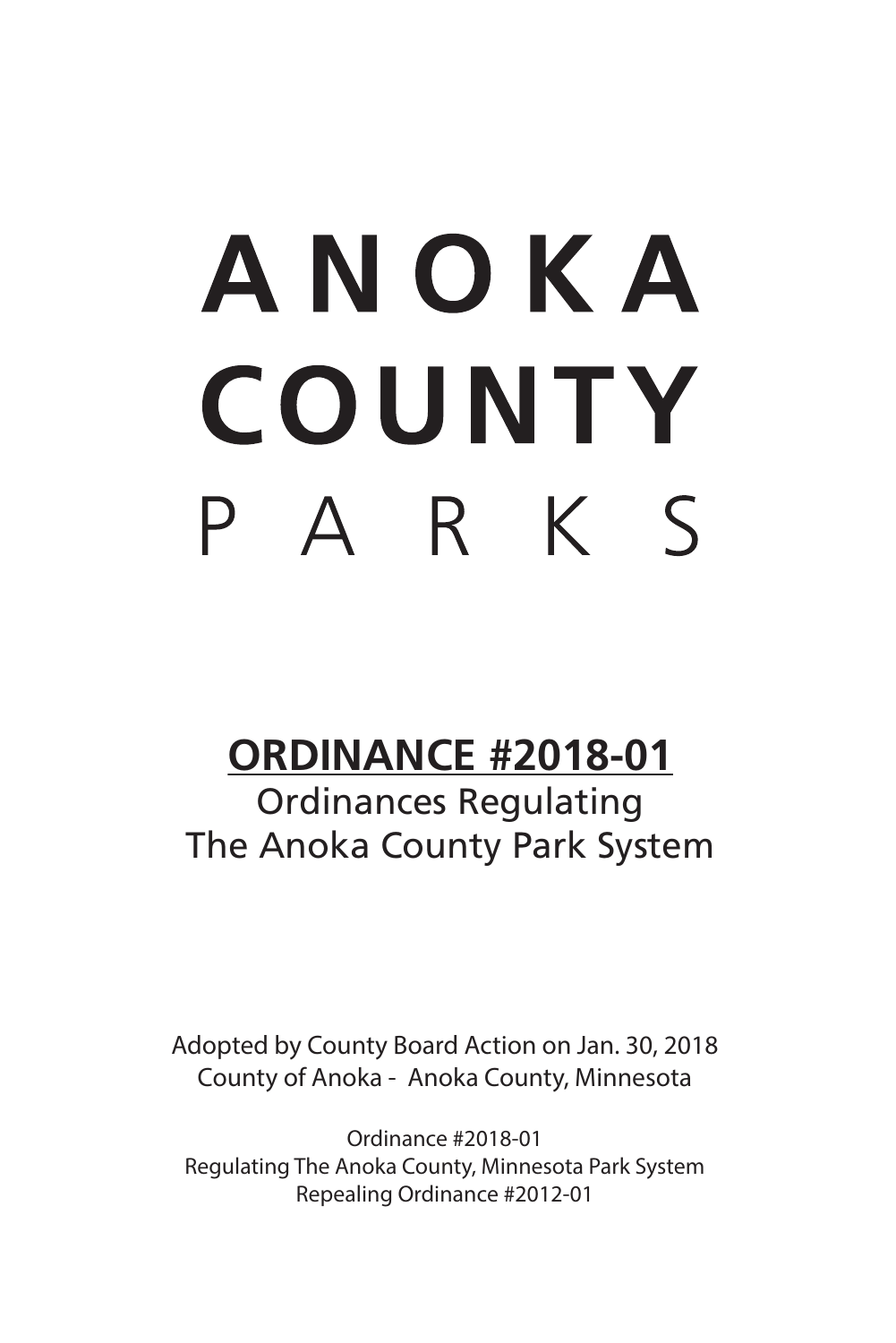# ANOKA COUNTY PARKS

## ORDINANCE #2018-01

Ordinances Regulating The Anoka County Park System

Adopted by County Board Action on Jan. 30, 2018
County of Anoka - Anoka County, Minnesota

Ordinance #2018-01
Regulating The Anoka County, Minnesota Park System
Repealing Ordinance #2012-01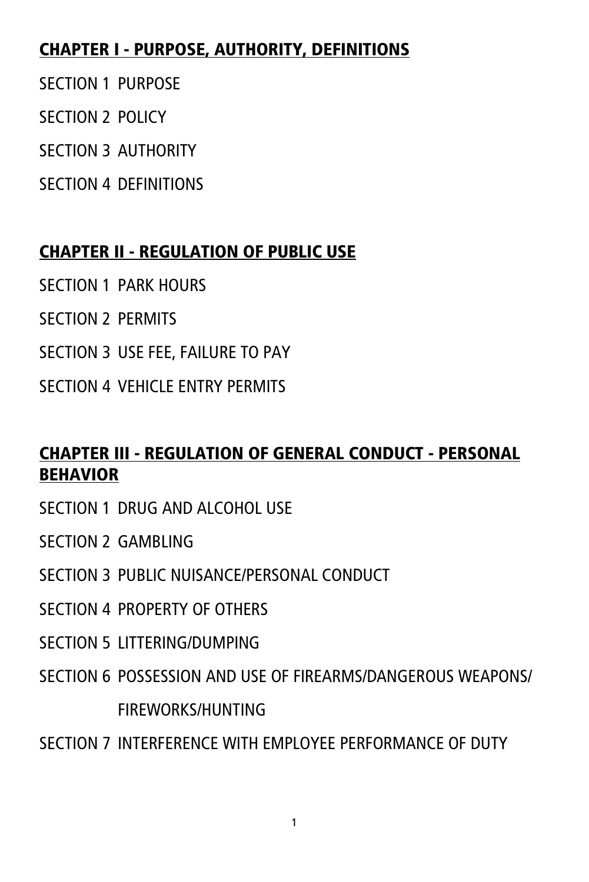## CHAPTER I - PURPOSE, AUTHORITY, DEFINITIONS

SECTION 1 PURPOSE

SECTION 2 POLICY

SECTION 3 AUTHORITY

SECTION 4 DEFINITIONS

## CHAPTER II - REGULATION OF PUBLIC USE

SECTION 1 PARK HOURS

SECTION 2 PERMITS

SECTION 3 USE FEE, FAILURE TO PAY

SECTION 4 VEHICLE ENTRY PERMITS

## CHAPTER III - REGULATION OF GENERAL CONDUCT - PERSONAL BEHAVIOR

SECTION 1 DRUG AND ALCOHOL USE

SECTION 2 GAMBLING

SECTION 3 PUBLIC NUISANCE/PERSONAL CONDUCT

SECTION 4 PROPERTY OF OTHERS

SECTION 5 LITTERING/DUMPING

SECTION 6 POSSESSION AND USE OF FIREARMS/DANGEROUS WEAPONS/ FIREWORKS/HUNTING

SECTION 7 INTERFERENCE WITH EMPLOYEE PERFORMANCE OF DUTY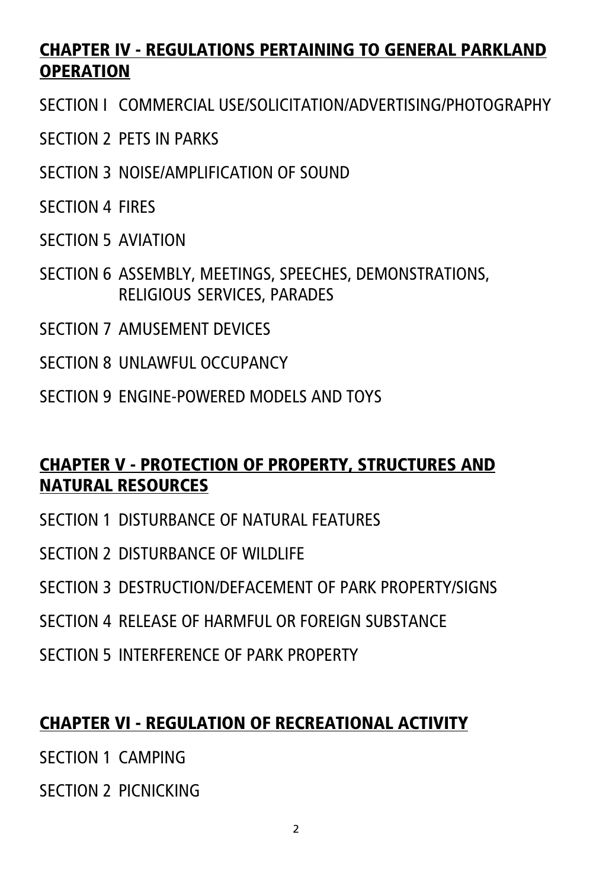## CHAPTER IV - REGULATIONS PERTAINING TO GENERAL PARKLAND OPERATION

SECTION I COMMERCIAL USE/SOLICITATION/ADVERTISING/PHOTOGRAPHY

SECTION 2 PETS IN PARKS

SECTION 3 NOISE/AMPLIFICATION OF SOUND

SECTION 4 FIRES

SECTION 5 AVIATION

SECTION 6 ASSEMBLY, MEETINGS, SPEECHES, DEMONSTRATIONS, RELIGIOUS SERVICES, PARADES

SECTION 7 AMUSEMENT DEVICES

SECTION 8 UNLAWFUL OCCUPANCY

SECTION 9 ENGINE-POWERED MODELS AND TOYS

## CHAPTER V - PROTECTION OF PROPERTY, STRUCTURES AND NATURAL RESOURCES

SECTION 1 DISTURBANCE OF NATURAL FEATURES

SECTION 2 DISTURBANCE OF WILDLIFE

SECTION 3 DESTRUCTION/DEFACEMENT OF PARK PROPERTY/SIGNS

SECTION 4 RELEASE OF HARMFUL OR FOREIGN SUBSTANCE

SECTION 5 INTERFERENCE OF PARK PROPERTY

## CHAPTER VI - REGULATION OF RECREATIONAL ACTIVITY

SECTION 1 CAMPING

SECTION 2 PICNICKING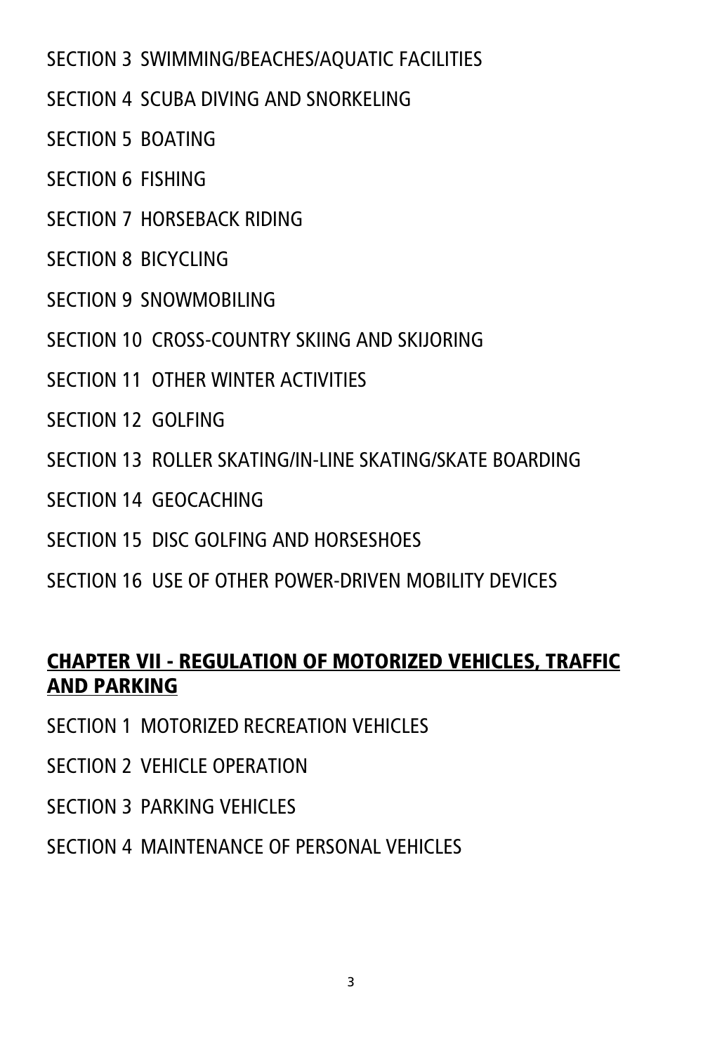SECTION 3 SWIMMING/BEACHES/AQUATIC FACILITIES

SECTION 4 SCUBA DIVING AND SNORKELING

SECTION 5 BOATING

SECTION 6 FISHING

SECTION 7 HORSEBACK RIDING

SECTION 8 BICYCLING

SECTION 9 SNOWMOBILING

SECTION 10 CROSS-COUNTRY SKIING AND SKIJORING

SECTION 11 OTHER WINTER ACTIVITIES

SECTION 12 GOLFING

SECTION 13 ROLLER SKATING/IN-LINE SKATING/SKATE BOARDING

SECTION 14 GEOCACHING

SECTION 15 DISC GOLFING AND HORSESHOES

SECTION 16 USE OF OTHER POWER-DRIVEN MOBILITY DEVICES

## CHAPTER VII - REGULATION OF MOTORIZED VEHICLES, TRAFFIC AND PARKING

SECTION 1 MOTORIZED RECREATION VEHICLES

SECTION 2 VEHICLE OPERATION

SECTION 3 PARKING VEHICLES

SECTION 4 MAINTENANCE OF PERSONAL VEHICLES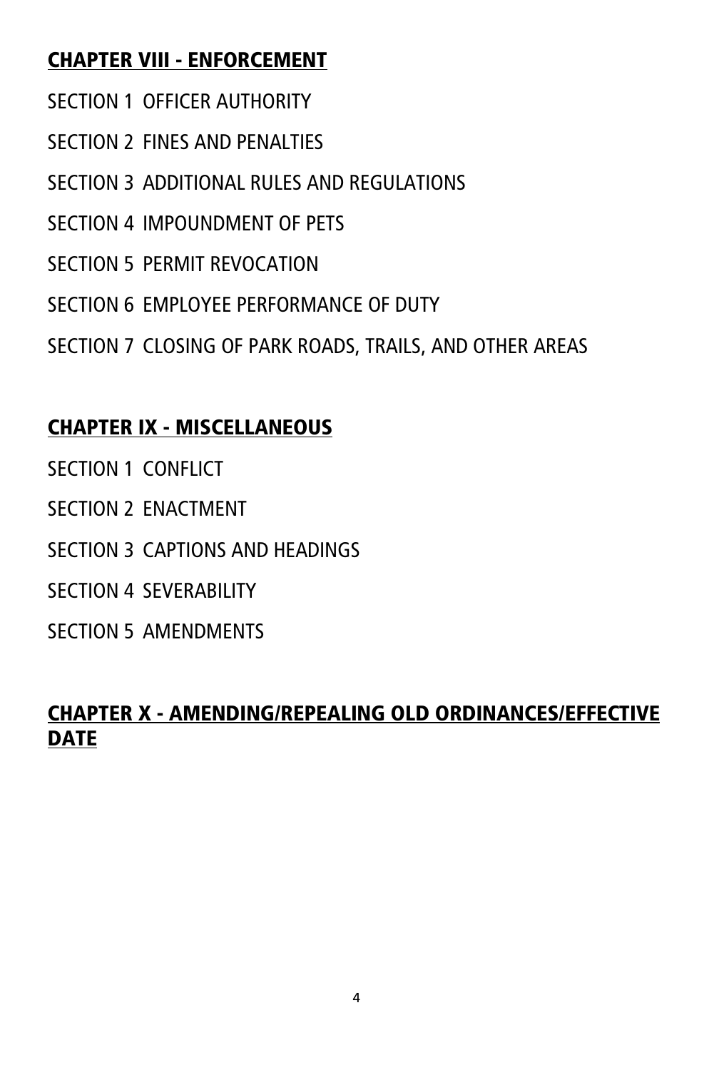## CHAPTER VIII - ENFORCEMENT

SECTION 1 OFFICER AUTHORITY

SECTION 2 FINES AND PENALTIES

SECTION 3 ADDITIONAL RULES AND REGULATIONS

SECTION 4 IMPOUNDMENT OF PETS

SECTION 5 PERMIT REVOCATION

SECTION 6 EMPLOYEE PERFORMANCE OF DUTY

SECTION 7 CLOSING OF PARK ROADS, TRAILS, AND OTHER AREAS

## CHAPTER IX - MISCELLANEOUS

SECTION 1 CONFLICT

SECTION 2 ENACTMENT

SECTION 3 CAPTIONS AND HEADINGS

SECTION 4 SEVERABILITY

SECTION 5 AMENDMENTS

## CHAPTER X - AMENDING/REPEALING OLD ORDINANCES/EFFECTIVE DATE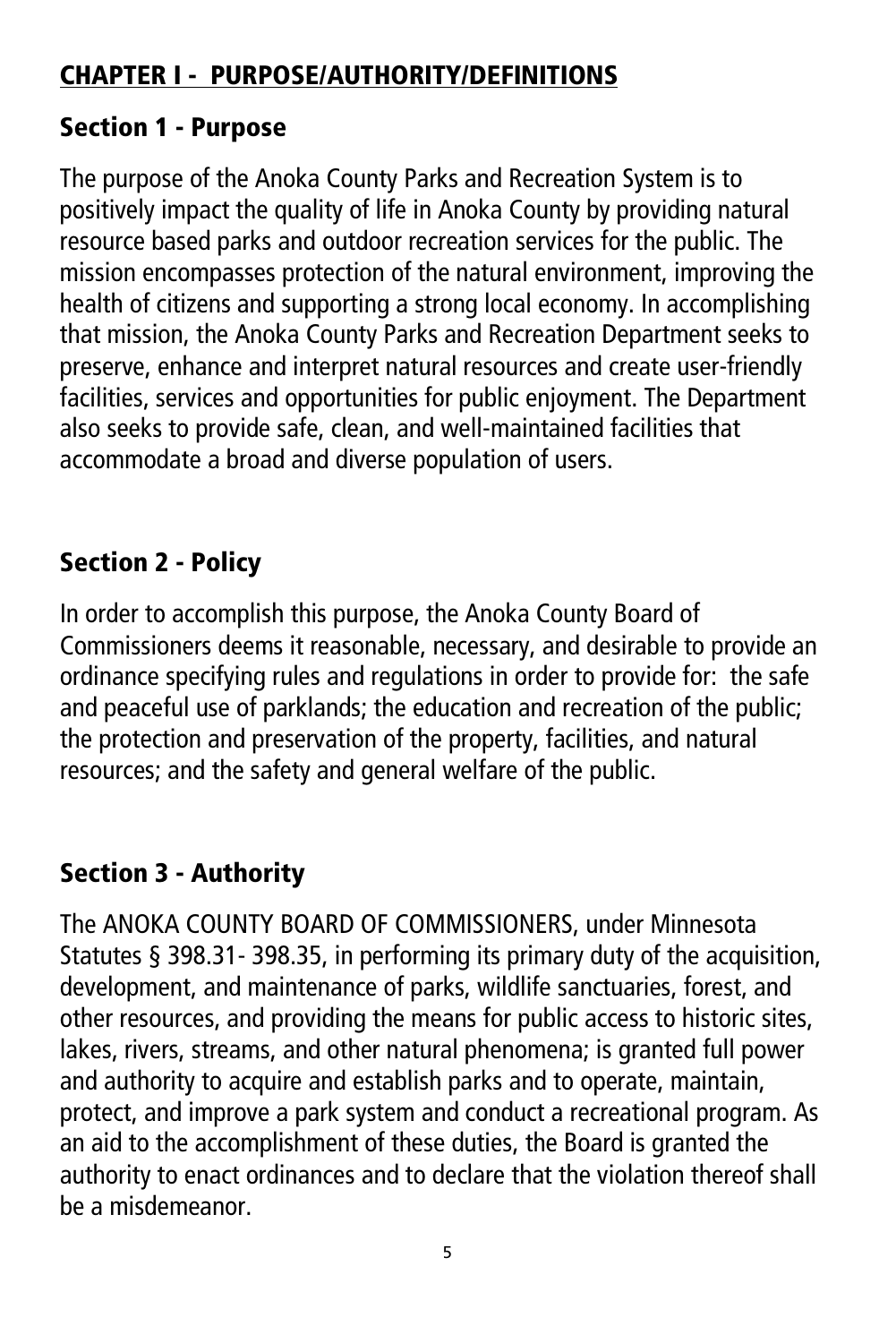## CHAPTER I - PURPOSE/AUTHORITY/DEFINITIONS

### Section 1 - Purpose

The purpose of the Anoka County Parks and Recreation System is to positively impact the quality of life in Anoka County by providing natural resource based parks and outdoor recreation services for the public. The mission encompasses protection of the natural environment, improving the health of citizens and supporting a strong local economy. In accomplishing that mission, the Anoka County Parks and Recreation Department seeks to preserve, enhance and interpret natural resources and create user-friendly facilities, services and opportunities for public enjoyment. The Department also seeks to provide safe, clean, and well-maintained facilities that accommodate a broad and diverse population of users.

### Section 2 - Policy

In order to accomplish this purpose, the Anoka County Board of Commissioners deems it reasonable, necessary, and desirable to provide an ordinance specifying rules and regulations in order to provide for: the safe and peaceful use of parklands; the education and recreation of the public; the protection and preservation of the property, facilities, and natural resources; and the safety and general welfare of the public.

### Section 3 - Authority

The ANOKA COUNTY BOARD OF COMMISSIONERS, under Minnesota Statutes § 398.31- 398.35, in performing its primary duty of the acquisition, development, and maintenance of parks, wildlife sanctuaries, forest, and other resources, and providing the means for public access to historic sites, lakes, rivers, streams, and other natural phenomena; is granted full power and authority to acquire and establish parks and to operate, maintain, protect, and improve a park system and conduct a recreational program. As an aid to the accomplishment of these duties, the Board is granted the authority to enact ordinances and to declare that the violation thereof shall be a misdemeanor.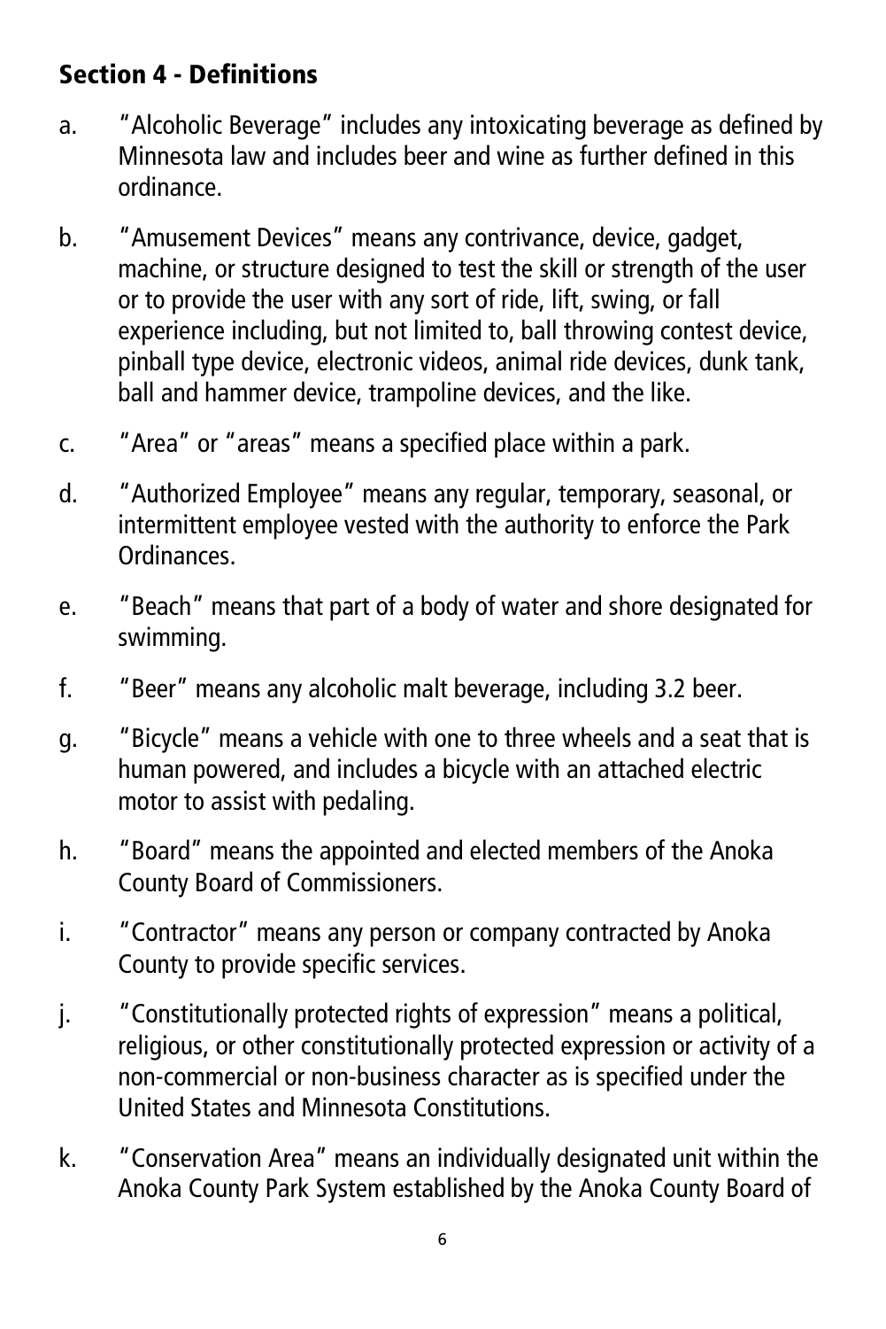## Section 4 - Definitions

a. "Alcoholic Beverage" includes any intoxicating beverage as defined by Minnesota law and includes beer and wine as further defined in this ordinance.

b. "Amusement Devices" means any contrivance, device, gadget, machine, or structure designed to test the skill or strength of the user or to provide the user with any sort of ride, lift, swing, or fall experience including, but not limited to, ball throwing contest device, pinball type device, electronic videos, animal ride devices, dunk tank, ball and hammer device, trampoline devices, and the like.

c. "Area" or "areas" means a specified place within a park.

d. "Authorized Employee" means any regular, temporary, seasonal, or intermittent employee vested with the authority to enforce the Park Ordinances.

e. "Beach" means that part of a body of water and shore designated for swimming.

f. "Beer" means any alcoholic malt beverage, including 3.2 beer.

g. "Bicycle" means a vehicle with one to three wheels and a seat that is human powered, and includes a bicycle with an attached electric motor to assist with pedaling.

h. "Board" means the appointed and elected members of the Anoka County Board of Commissioners.

i. "Contractor" means any person or company contracted by Anoka County to provide specific services.

j. "Constitutionally protected rights of expression" means a political, religious, or other constitutionally protected expression or activity of a non-commercial or non-business character as is specified under the United States and Minnesota Constitutions.

k. "Conservation Area" means an individually designated unit within the Anoka County Park System established by the Anoka County Board of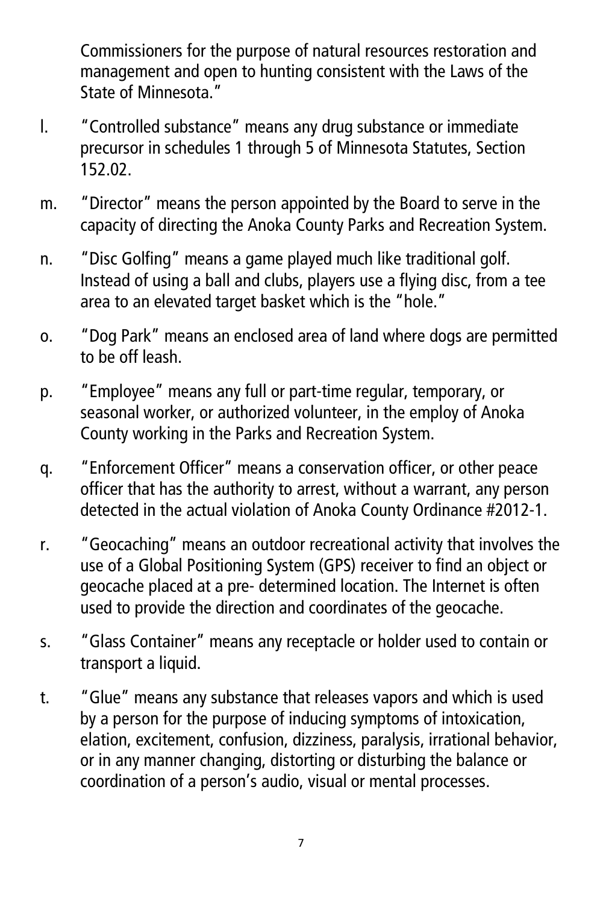Commissioners for the purpose of natural resources restoration and management and open to hunting consistent with the Laws of the State of Minnesota."

l. "Controlled substance" means any drug substance or immediate precursor in schedules 1 through 5 of Minnesota Statutes, Section 152.02.

m. "Director" means the person appointed by the Board to serve in the capacity of directing the Anoka County Parks and Recreation System.

n. "Disc Golfing" means a game played much like traditional golf. Instead of using a ball and clubs, players use a flying disc, from a tee area to an elevated target basket which is the "hole."

o. "Dog Park" means an enclosed area of land where dogs are permitted to be off leash.

p. "Employee" means any full or part-time regular, temporary, or seasonal worker, or authorized volunteer, in the employ of Anoka County working in the Parks and Recreation System.

q. "Enforcement Officer" means a conservation officer, or other peace officer that has the authority to arrest, without a warrant, any person detected in the actual violation of Anoka County Ordinance #2012-1.

r. "Geocaching" means an outdoor recreational activity that involves the use of a Global Positioning System (GPS) receiver to find an object or geocache placed at a pre- determined location. The Internet is often used to provide the direction and coordinates of the geocache.

s. "Glass Container" means any receptacle or holder used to contain or transport a liquid.

t. "Glue" means any substance that releases vapors and which is used by a person for the purpose of inducing symptoms of intoxication, elation, excitement, confusion, dizziness, paralysis, irrational behavior, or in any manner changing, distorting or disturbing the balance or coordination of a person's audio, visual or mental processes.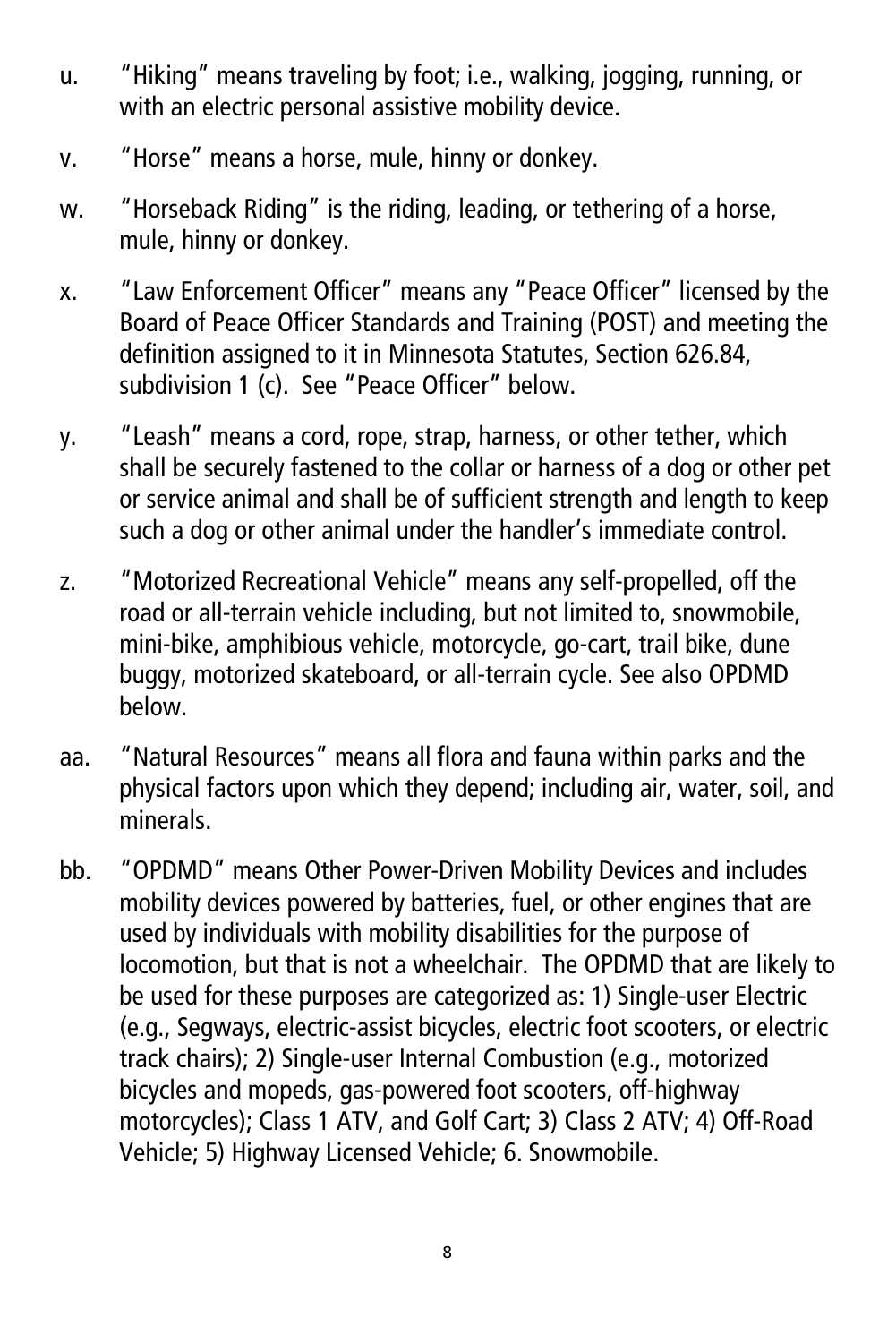u. "Hiking" means traveling by foot; i.e., walking, jogging, running, or with an electric personal assistive mobility device.

v. "Horse" means a horse, mule, hinny or donkey.

w. "Horseback Riding" is the riding, leading, or tethering of a horse, mule, hinny or donkey.

x. "Law Enforcement Officer" means any "Peace Officer" licensed by the Board of Peace Officer Standards and Training (POST) and meeting the definition assigned to it in Minnesota Statutes, Section 626.84, subdivision 1 (c). See "Peace Officer" below.

y. "Leash" means a cord, rope, strap, harness, or other tether, which shall be securely fastened to the collar or harness of a dog or other pet or service animal and shall be of sufficient strength and length to keep such a dog or other animal under the handler's immediate control.

z. "Motorized Recreational Vehicle" means any self-propelled, off the road or all-terrain vehicle including, but not limited to, snowmobile, mini-bike, amphibious vehicle, motorcycle, go-cart, trail bike, dune buggy, motorized skateboard, or all-terrain cycle. See also OPDMD below.

aa. "Natural Resources" means all flora and fauna within parks and the physical factors upon which they depend; including air, water, soil, and minerals.

bb. "OPDMD" means Other Power-Driven Mobility Devices and includes mobility devices powered by batteries, fuel, or other engines that are used by individuals with mobility disabilities for the purpose of locomotion, but that is not a wheelchair. The OPDMD that are likely to be used for these purposes are categorized as: 1) Single-user Electric (e.g., Segways, electric-assist bicycles, electric foot scooters, or electric track chairs); 2) Single-user Internal Combustion (e.g., motorized bicycles and mopeds, gas-powered foot scooters, off-highway motorcycles); Class 1 ATV, and Golf Cart; 3) Class 2 ATV; 4) Off-Road Vehicle; 5) Highway Licensed Vehicle; 6. Snowmobile.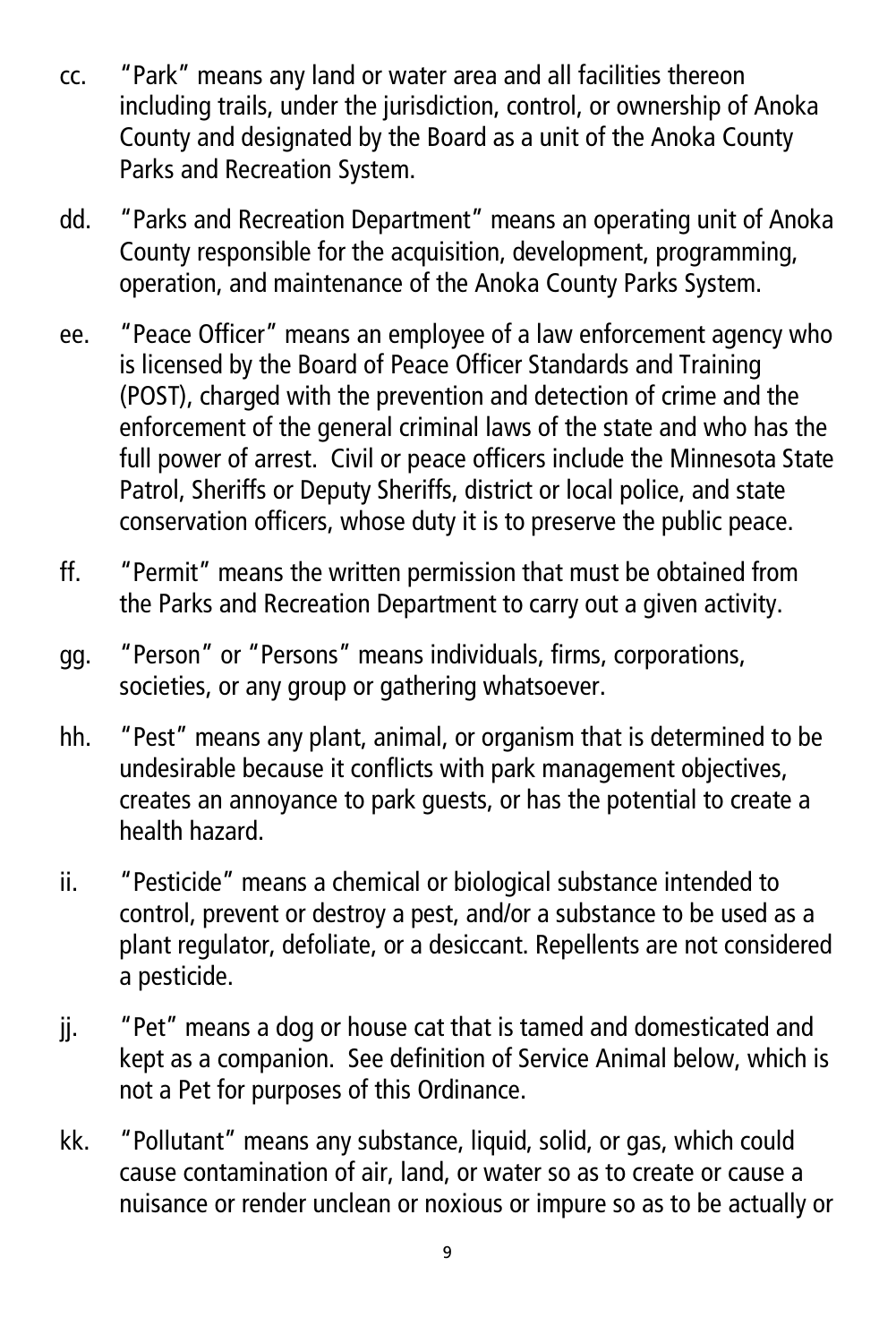cc. "Park" means any land or water area and all facilities thereon including trails, under the jurisdiction, control, or ownership of Anoka County and designated by the Board as a unit of the Anoka County Parks and Recreation System.

dd. "Parks and Recreation Department" means an operating unit of Anoka County responsible for the acquisition, development, programming, operation, and maintenance of the Anoka County Parks System.

ee. "Peace Officer" means an employee of a law enforcement agency who is licensed by the Board of Peace Officer Standards and Training (POST), charged with the prevention and detection of crime and the enforcement of the general criminal laws of the state and who has the full power of arrest. Civil or peace officers include the Minnesota State Patrol, Sheriffs or Deputy Sheriffs, district or local police, and state conservation officers, whose duty it is to preserve the public peace.

ff. "Permit" means the written permission that must be obtained from the Parks and Recreation Department to carry out a given activity.

gg. "Person" or "Persons" means individuals, firms, corporations, societies, or any group or gathering whatsoever.

hh. "Pest" means any plant, animal, or organism that is determined to be undesirable because it conflicts with park management objectives, creates an annoyance to park guests, or has the potential to create a health hazard.

ii. "Pesticide" means a chemical or biological substance intended to control, prevent or destroy a pest, and/or a substance to be used as a plant regulator, defoliate, or a desiccant. Repellents are not considered a pesticide.

jj. "Pet" means a dog or house cat that is tamed and domesticated and kept as a companion. See definition of Service Animal below, which is not a Pet for purposes of this Ordinance.

kk. "Pollutant" means any substance, liquid, solid, or gas, which could cause contamination of air, land, or water so as to create or cause a nuisance or render unclean or noxious or impure so as to be actually or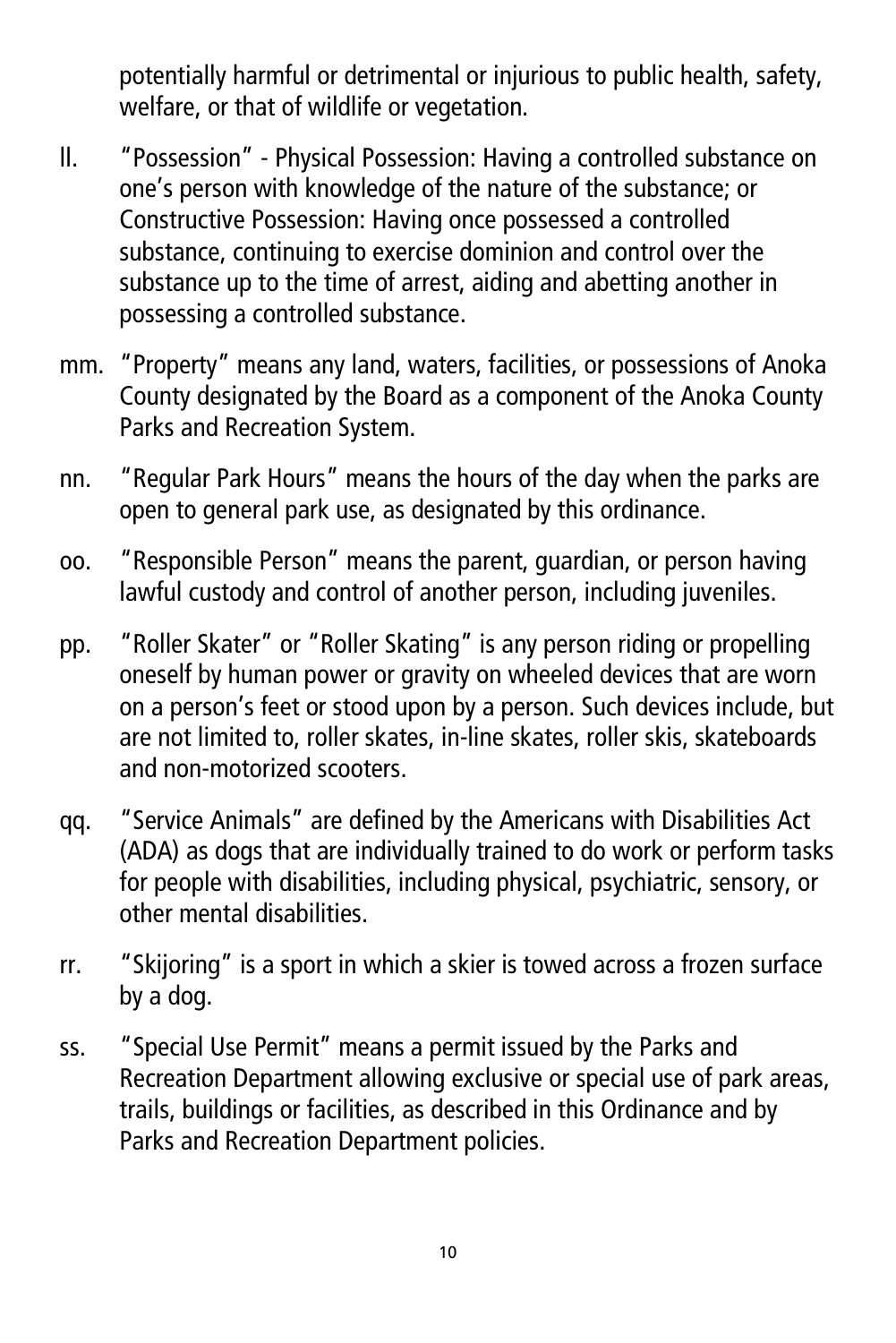potentially harmful or detrimental or injurious to public health, safety, welfare, or that of wildlife or vegetation.

ll. "Possession" - Physical Possession: Having a controlled substance on one's person with knowledge of the nature of the substance; or Constructive Possession: Having once possessed a controlled substance, continuing to exercise dominion and control over the substance up to the time of arrest, aiding and abetting another in possessing a controlled substance.

mm. "Property" means any land, waters, facilities, or possessions of Anoka County designated by the Board as a component of the Anoka County Parks and Recreation System.

nn. "Regular Park Hours" means the hours of the day when the parks are open to general park use, as designated by this ordinance.

oo. "Responsible Person" means the parent, guardian, or person having lawful custody and control of another person, including juveniles.

pp. "Roller Skater" or "Roller Skating" is any person riding or propelling oneself by human power or gravity on wheeled devices that are worn on a person's feet or stood upon by a person. Such devices include, but are not limited to, roller skates, in-line skates, roller skis, skateboards and non-motorized scooters.

qq. "Service Animals" are defined by the Americans with Disabilities Act (ADA) as dogs that are individually trained to do work or perform tasks for people with disabilities, including physical, psychiatric, sensory, or other mental disabilities.

rr. "Skijoring" is a sport in which a skier is towed across a frozen surface by a dog.

ss. "Special Use Permit" means a permit issued by the Parks and Recreation Department allowing exclusive or special use of park areas, trails, buildings or facilities, as described in this Ordinance and by Parks and Recreation Department policies.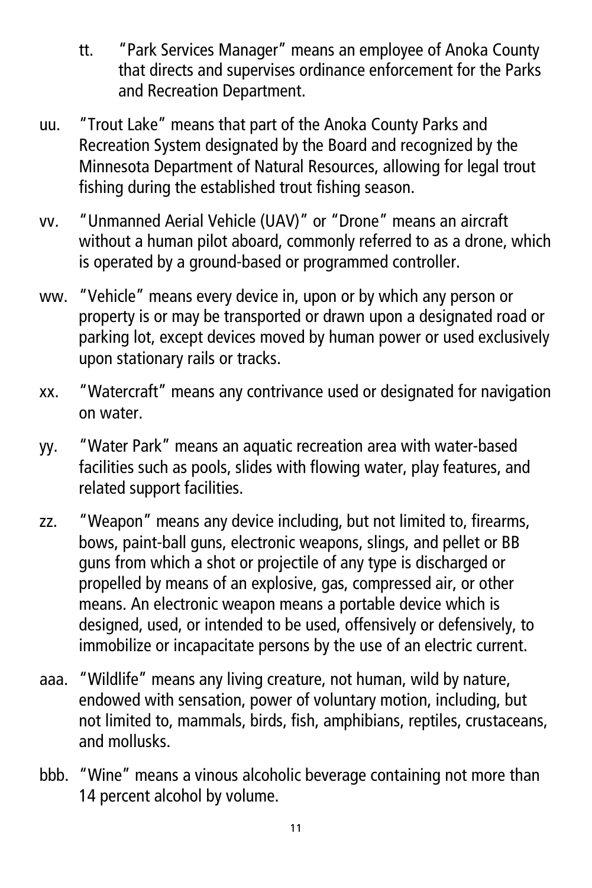tt. "Park Services Manager" means an employee of Anoka County that directs and supervises ordinance enforcement for the Parks and Recreation Department.

uu. "Trout Lake" means that part of the Anoka County Parks and Recreation System designated by the Board and recognized by the Minnesota Department of Natural Resources, allowing for legal trout fishing during the established trout fishing season.

vv. "Unmanned Aerial Vehicle (UAV)" or "Drone" means an aircraft without a human pilot aboard, commonly referred to as a drone, which is operated by a ground-based or programmed controller.

ww. "Vehicle" means every device in, upon or by which any person or property is or may be transported or drawn upon a designated road or parking lot, except devices moved by human power or used exclusively upon stationary rails or tracks.

xx. "Watercraft" means any contrivance used or designated for navigation on water.

yy. "Water Park" means an aquatic recreation area with water-based facilities such as pools, slides with flowing water, play features, and related support facilities.

zz. "Weapon" means any device including, but not limited to, firearms, bows, paint-ball guns, electronic weapons, slings, and pellet or BB guns from which a shot or projectile of any type is discharged or propelled by means of an explosive, gas, compressed air, or other means. An electronic weapon means a portable device which is designed, used, or intended to be used, offensively or defensively, to immobilize or incapacitate persons by the use of an electric current.

aaa. "Wildlife" means any living creature, not human, wild by nature, endowed with sensation, power of voluntary motion, including, but not limited to, mammals, birds, fish, amphibians, reptiles, crustaceans, and mollusks.

bbb. "Wine" means a vinous alcoholic beverage containing not more than 14 percent alcohol by volume.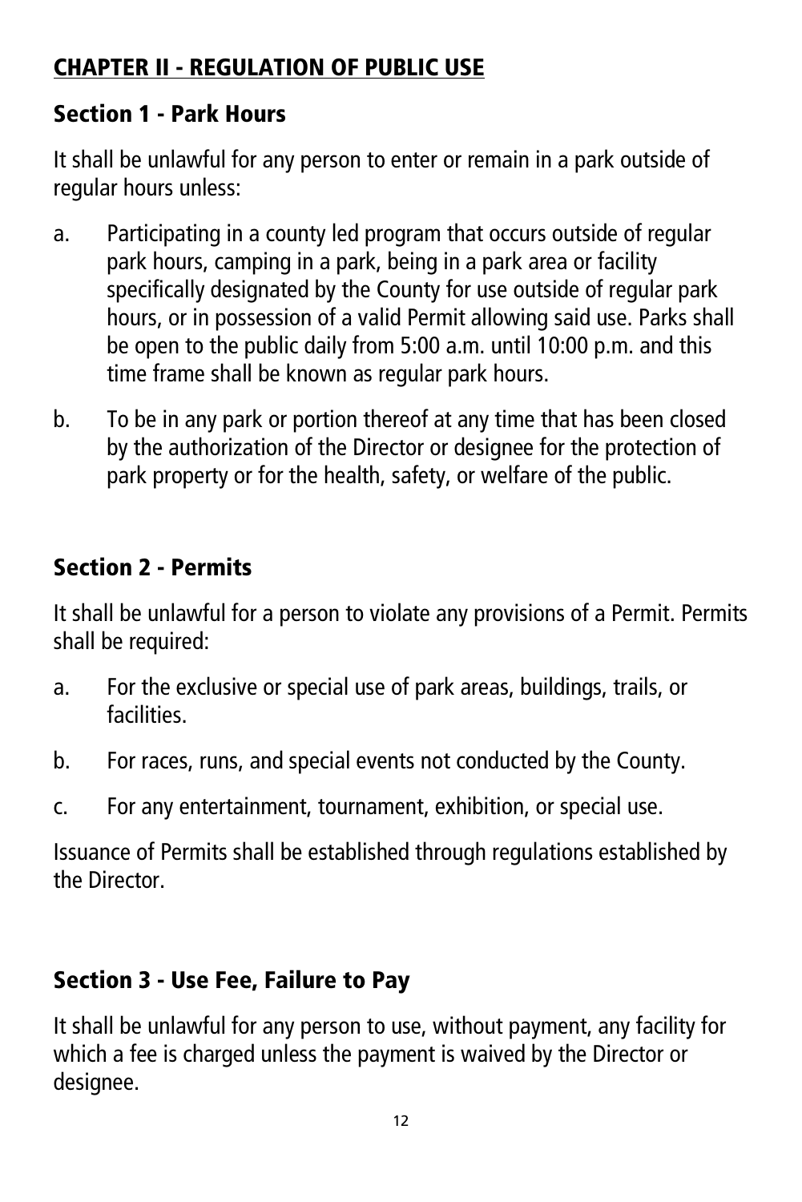## CHAPTER II - REGULATION OF PUBLIC USE

### Section 1 - Park Hours

It shall be unlawful for any person to enter or remain in a park outside of regular hours unless:

a. Participating in a county led program that occurs outside of regular park hours, camping in a park, being in a park area or facility specifically designated by the County for use outside of regular park hours, or in possession of a valid Permit allowing said use. Parks shall be open to the public daily from 5:00 a.m. until 10:00 p.m. and this time frame shall be known as regular park hours.

b. To be in any park or portion thereof at any time that has been closed by the authorization of the Director or designee for the protection of park property or for the health, safety, or welfare of the public.

### Section 2 - Permits

It shall be unlawful for a person to violate any provisions of a Permit. Permits shall be required:

a. For the exclusive or special use of park areas, buildings, trails, or facilities.

b. For races, runs, and special events not conducted by the County.

c. For any entertainment, tournament, exhibition, or special use.

Issuance of Permits shall be established through regulations established by the Director.

### Section 3 - Use Fee, Failure to Pay

It shall be unlawful for any person to use, without payment, any facility for which a fee is charged unless the payment is waived by the Director or designee.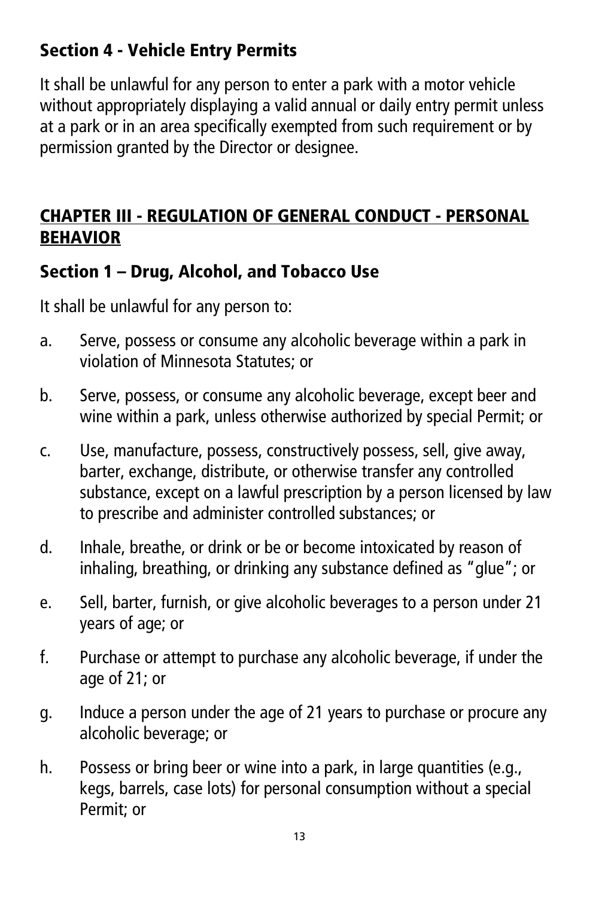### Section 4 - Vehicle Entry Permits

It shall be unlawful for any person to enter a park with a motor vehicle without appropriately displaying a valid annual or daily entry permit unless at a park or in an area specifically exempted from such requirement or by permission granted by the Director or designee.

## CHAPTER III - REGULATION OF GENERAL CONDUCT - PERSONAL BEHAVIOR

### Section 1 – Drug, Alcohol, and Tobacco Use

It shall be unlawful for any person to:

a. Serve, possess or consume any alcoholic beverage within a park in violation of Minnesota Statutes; or

b. Serve, possess, or consume any alcoholic beverage, except beer and wine within a park, unless otherwise authorized by special Permit; or

c. Use, manufacture, possess, constructively possess, sell, give away, barter, exchange, distribute, or otherwise transfer any controlled substance, except on a lawful prescription by a person licensed by law to prescribe and administer controlled substances; or

d. Inhale, breathe, or drink or be or become intoxicated by reason of inhaling, breathing, or drinking any substance defined as "glue"; or

e. Sell, barter, furnish, or give alcoholic beverages to a person under 21 years of age; or

f. Purchase or attempt to purchase any alcoholic beverage, if under the age of 21; or

g. Induce a person under the age of 21 years to purchase or procure any alcoholic beverage; or

h. Possess or bring beer or wine into a park, in large quantities (e.g., kegs, barrels, case lots) for personal consumption without a special Permit; or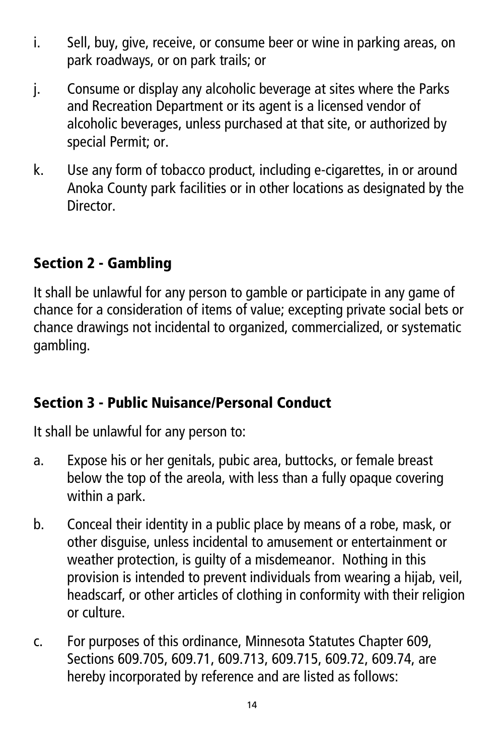i. Sell, buy, give, receive, or consume beer or wine in parking areas, on park roadways, or on park trails; or

j. Consume or display any alcoholic beverage at sites where the Parks and Recreation Department or its agent is a licensed vendor of alcoholic beverages, unless purchased at that site, or authorized by special Permit; or.

k. Use any form of tobacco product, including e-cigarettes, in or around Anoka County park facilities or in other locations as designated by the Director.

## Section 2 - Gambling

It shall be unlawful for any person to gamble or participate in any game of chance for a consideration of items of value; excepting private social bets or chance drawings not incidental to organized, commercialized, or systematic gambling.

## Section 3 - Public Nuisance/Personal Conduct

It shall be unlawful for any person to:

a. Expose his or her genitals, pubic area, buttocks, or female breast below the top of the areola, with less than a fully opaque covering within a park.

b. Conceal their identity in a public place by means of a robe, mask, or other disguise, unless incidental to amusement or entertainment or weather protection, is guilty of a misdemeanor. Nothing in this provision is intended to prevent individuals from wearing a hijab, veil, headscarf, or other articles of clothing in conformity with their religion or culture.

c. For purposes of this ordinance, Minnesota Statutes Chapter 609, Sections 609.705, 609.71, 609.713, 609.715, 609.72, 609.74, are hereby incorporated by reference and are listed as follows: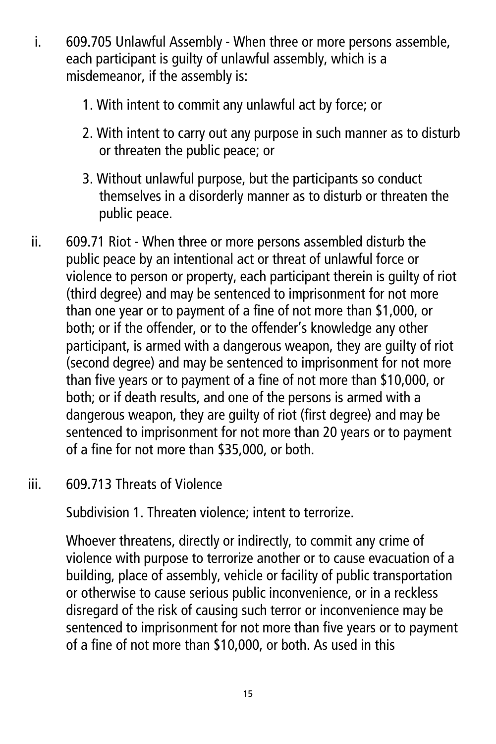i. 609.705 Unlawful Assembly - When three or more persons assemble, each participant is guilty of unlawful assembly, which is a misdemeanor, if the assembly is:

   1. With intent to commit any unlawful act by force; or

   2. With intent to carry out any purpose in such manner as to disturb or threaten the public peace; or

   3. Without unlawful purpose, but the participants so conduct themselves in a disorderly manner as to disturb or threaten the public peace.

ii. 609.71 Riot - When three or more persons assembled disturb the public peace by an intentional act or threat of unlawful force or violence to person or property, each participant therein is guilty of riot (third degree) and may be sentenced to imprisonment for not more than one year or to payment of a fine of not more than $1,000, or both; or if the offender, or to the offender's knowledge any other participant, is armed with a dangerous weapon, they are guilty of riot (second degree) and may be sentenced to imprisonment for not more than five years or to payment of a fine of not more than $10,000, or both; or if death results, and one of the persons is armed with a dangerous weapon, they are guilty of riot (first degree) and may be sentenced to imprisonment for not more than 20 years or to payment of a fine for not more than $35,000, or both.

iii. 609.713 Threats of Violence

   Subdivision 1. Threaten violence; intent to terrorize.

   Whoever threatens, directly or indirectly, to commit any crime of violence with purpose to terrorize another or to cause evacuation of a building, place of assembly, vehicle or facility of public transportation or otherwise to cause serious public inconvenience, or in a reckless disregard of the risk of causing such terror or inconvenience may be sentenced to imprisonment for not more than five years or to payment of a fine of not more than $10,000, or both. As used in this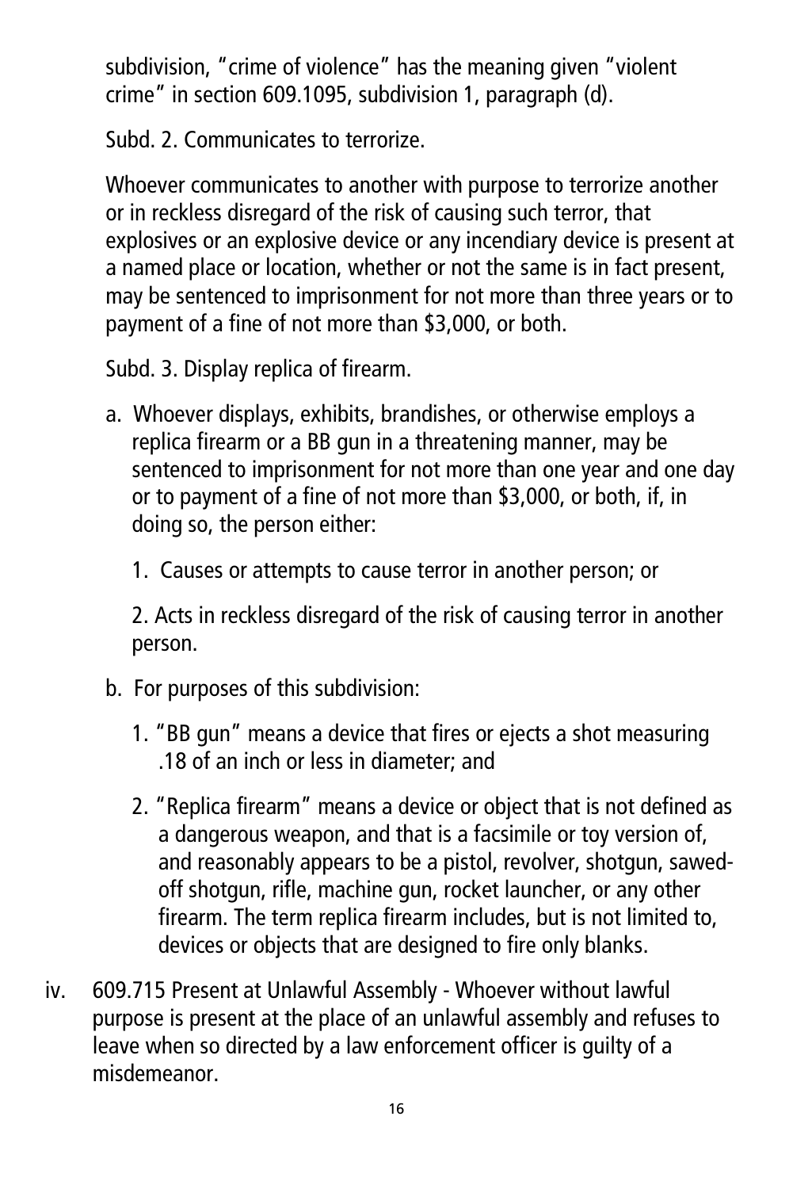subdivision, "crime of violence" has the meaning given "violent crime" in section 609.1095, subdivision 1, paragraph (d).

Subd. 2. Communicates to terrorize.

Whoever communicates to another with purpose to terrorize another or in reckless disregard of the risk of causing such terror, that explosives or an explosive device or any incendiary device is present at a named place or location, whether or not the same is in fact present, may be sentenced to imprisonment for not more than three years or to payment of a fine of not more than $3,000, or both.

Subd. 3. Display replica of firearm.

a. Whoever displays, exhibits, brandishes, or otherwise employs a replica firearm or a BB gun in a threatening manner, may be sentenced to imprisonment for not more than one year and one day or to payment of a fine of not more than $3,000, or both, if, in doing so, the person either:

   1. Causes or attempts to cause terror in another person; or

   2. Acts in reckless disregard of the risk of causing terror in another person.

b. For purposes of this subdivision:

   1. "BB gun" means a device that fires or ejects a shot measuring .18 of an inch or less in diameter; and

   2. "Replica firearm" means a device or object that is not defined as a dangerous weapon, and that is a facsimile or toy version of, and reasonably appears to be a pistol, revolver, shotgun, sawed-off shotgun, rifle, machine gun, rocket launcher, or any other firearm. The term replica firearm includes, but is not limited to, devices or objects that are designed to fire only blanks.

iv. 609.715 Present at Unlawful Assembly - Whoever without lawful purpose is present at the place of an unlawful assembly and refuses to leave when so directed by a law enforcement officer is guilty of a misdemeanor.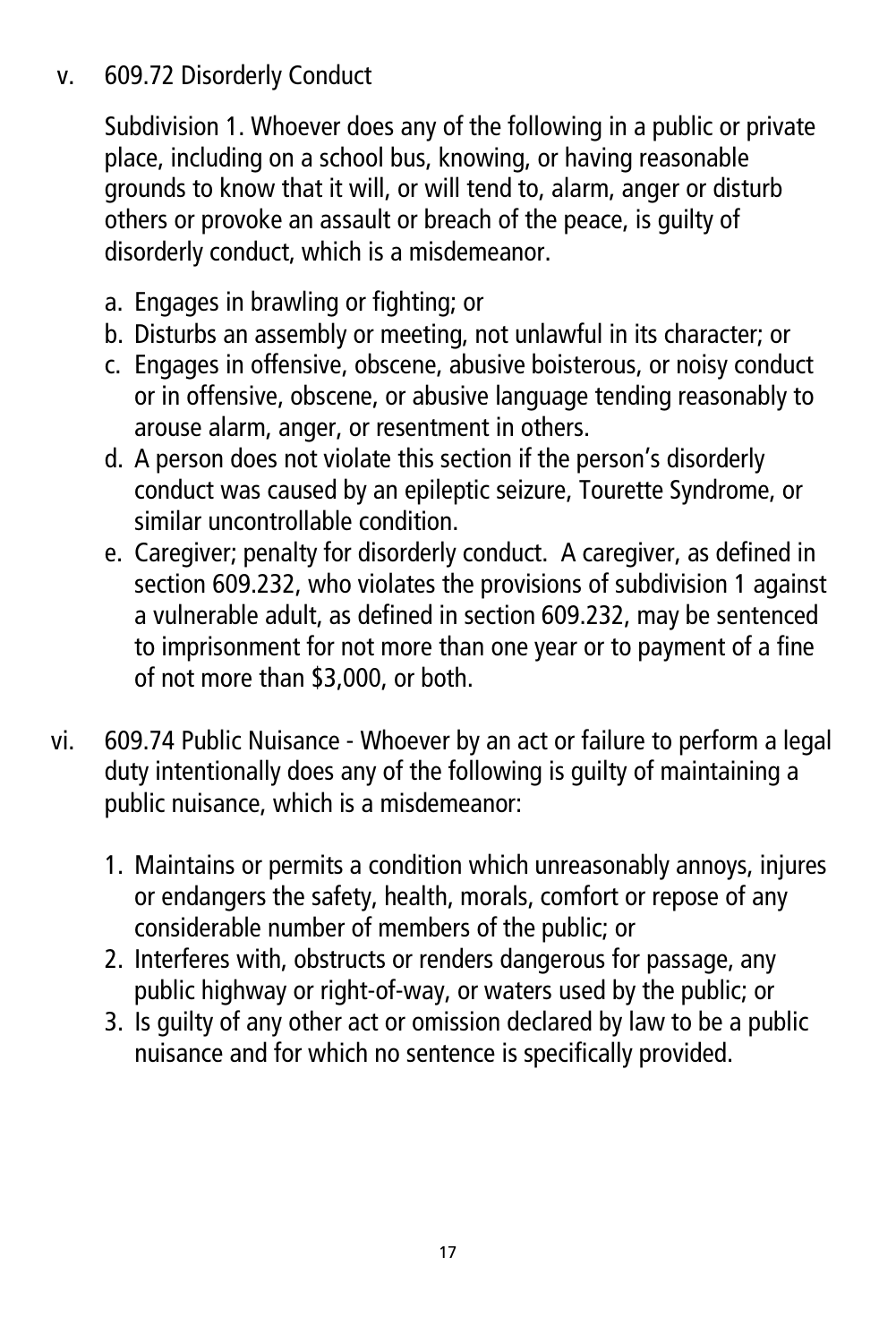v. 609.72 Disorderly Conduct

Subdivision 1. Whoever does any of the following in a public or private place, including on a school bus, knowing, or having reasonable grounds to know that it will, or will tend to, alarm, anger or disturb others or provoke an assault or breach of the peace, is guilty of disorderly conduct, which is a misdemeanor.

a. Engages in brawling or fighting; or
b. Disturbs an assembly or meeting, not unlawful in its character; or
c. Engages in offensive, obscene, abusive boisterous, or noisy conduct or in offensive, obscene, or abusive language tending reasonably to arouse alarm, anger, or resentment in others.
d. A person does not violate this section if the person's disorderly conduct was caused by an epileptic seizure, Tourette Syndrome, or similar uncontrollable condition.
e. Caregiver; penalty for disorderly conduct. A caregiver, as defined in section 609.232, who violates the provisions of subdivision 1 against a vulnerable adult, as defined in section 609.232, may be sentenced to imprisonment for not more than one year or to payment of a fine of not more than $3,000, or both.

vi. 609.74 Public Nuisance - Whoever by an act or failure to perform a legal duty intentionally does any of the following is guilty of maintaining a public nuisance, which is a misdemeanor:

1. Maintains or permits a condition which unreasonably annoys, injures or endangers the safety, health, morals, comfort or repose of any considerable number of members of the public; or
2. Interferes with, obstructs or renders dangerous for passage, any public highway or right-of-way, or waters used by the public; or
3. Is guilty of any other act or omission declared by law to be a public nuisance and for which no sentence is specifically provided.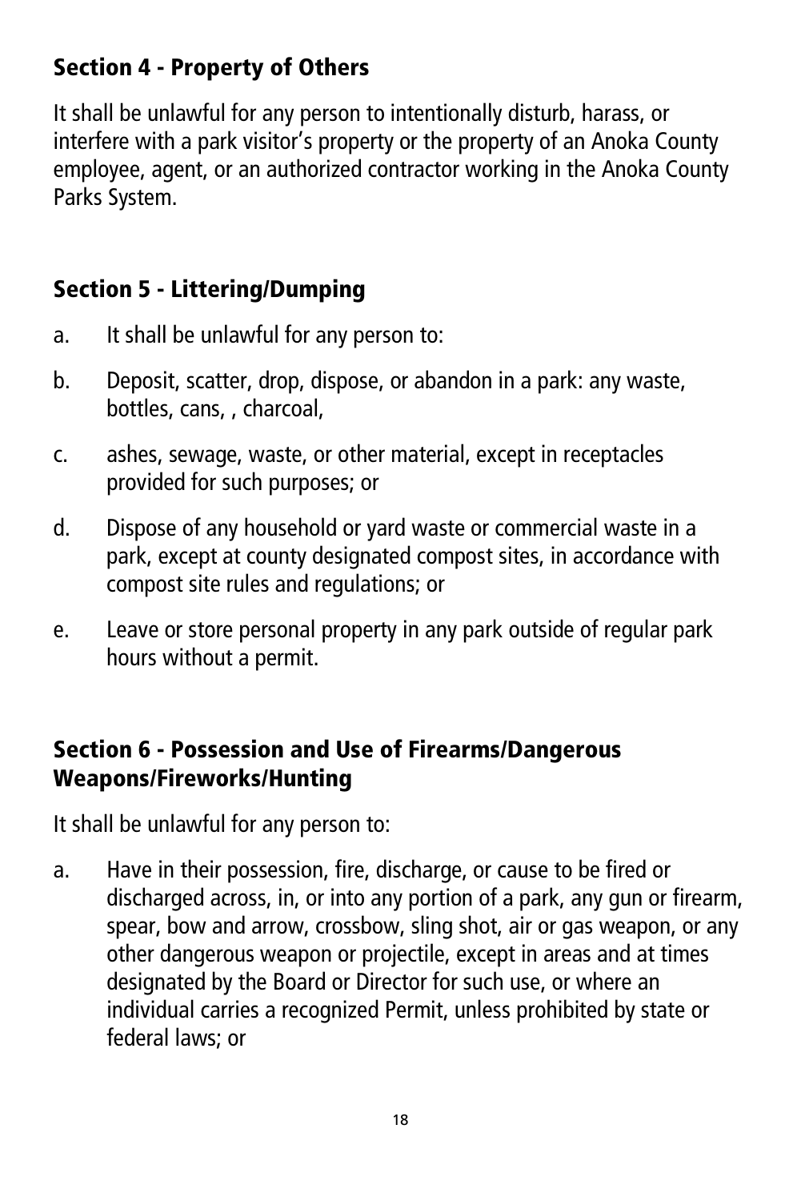## Section 4 - Property of Others

It shall be unlawful for any person to intentionally disturb, harass, or interfere with a park visitor's property or the property of an Anoka County employee, agent, or an authorized contractor working in the Anoka County Parks System.

## Section 5 - Littering/Dumping

a. It shall be unlawful for any person to:

b. Deposit, scatter, drop, dispose, or abandon in a park: any waste, bottles, cans, , charcoal,

c. ashes, sewage, waste, or other material, except in receptacles provided for such purposes; or

d. Dispose of any household or yard waste or commercial waste in a park, except at county designated compost sites, in accordance with compost site rules and regulations; or

e. Leave or store personal property in any park outside of regular park hours without a permit.

## Section 6 - Possession and Use of Firearms/Dangerous Weapons/Fireworks/Hunting

It shall be unlawful for any person to:

a. Have in their possession, fire, discharge, or cause to be fired or discharged across, in, or into any portion of a park, any gun or firearm, spear, bow and arrow, crossbow, sling shot, air or gas weapon, or any other dangerous weapon or projectile, except in areas and at times designated by the Board or Director for such use, or where an individual carries a recognized Permit, unless prohibited by state or federal laws; or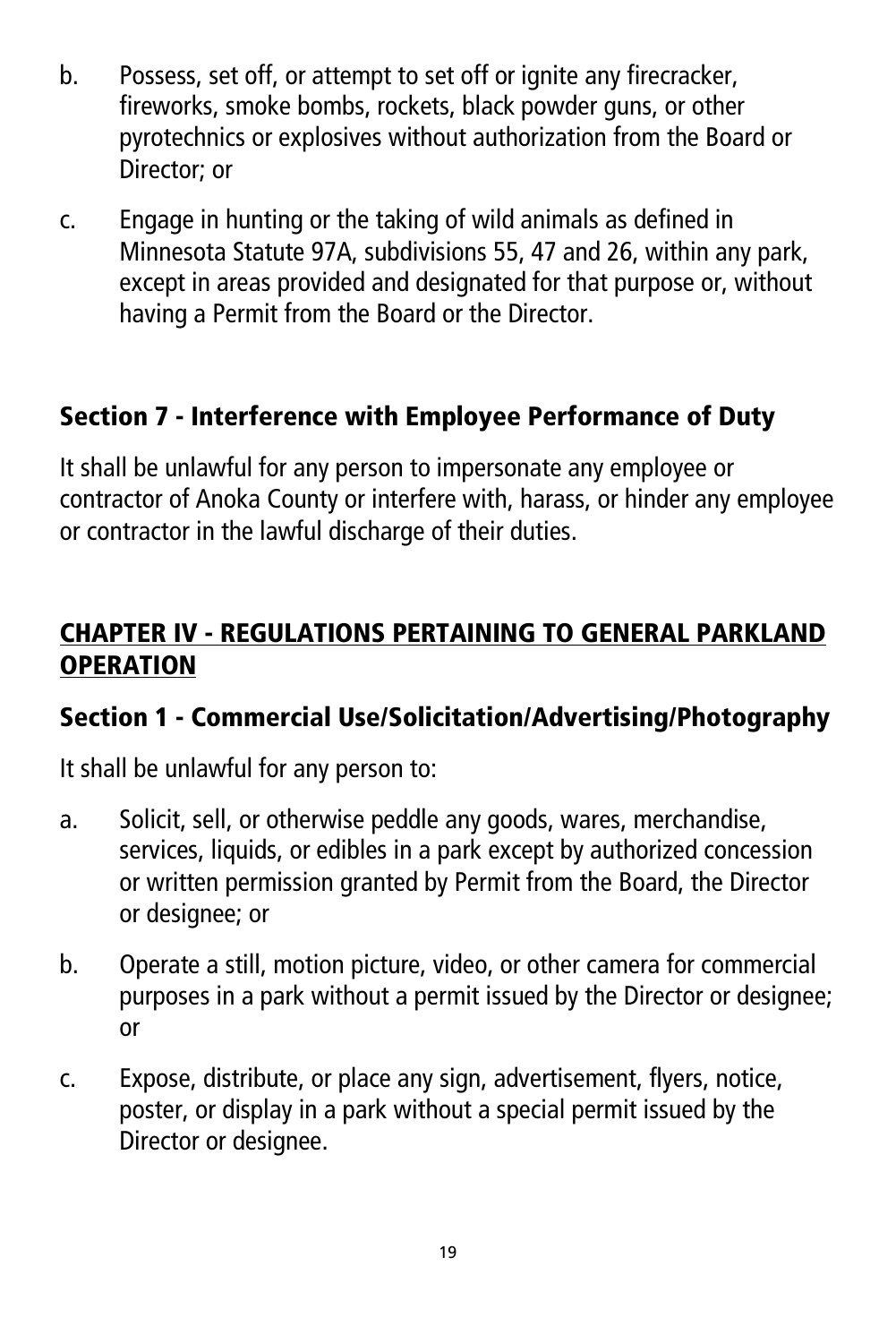b. Possess, set off, or attempt to set off or ignite any firecracker, fireworks, smoke bombs, rockets, black powder guns, or other pyrotechnics or explosives without authorization from the Board or Director; or

c. Engage in hunting or the taking of wild animals as defined in Minnesota Statute 97A, subdivisions 55, 47 and 26, within any park, except in areas provided and designated for that purpose or, without having a Permit from the Board or the Director.

### Section 7 - Interference with Employee Performance of Duty

It shall be unlawful for any person to impersonate any employee or contractor of Anoka County or interfere with, harass, or hinder any employee or contractor in the lawful discharge of their duties.

## CHAPTER IV - REGULATIONS PERTAINING TO GENERAL PARKLAND OPERATION

### Section 1 - Commercial Use/Solicitation/Advertising/Photography

It shall be unlawful for any person to:

a. Solicit, sell, or otherwise peddle any goods, wares, merchandise, services, liquids, or edibles in a park except by authorized concession or written permission granted by Permit from the Board, the Director or designee; or

b. Operate a still, motion picture, video, or other camera for commercial purposes in a park without a permit issued by the Director or designee; or

c. Expose, distribute, or place any sign, advertisement, flyers, notice, poster, or display in a park without a special permit issued by the Director or designee.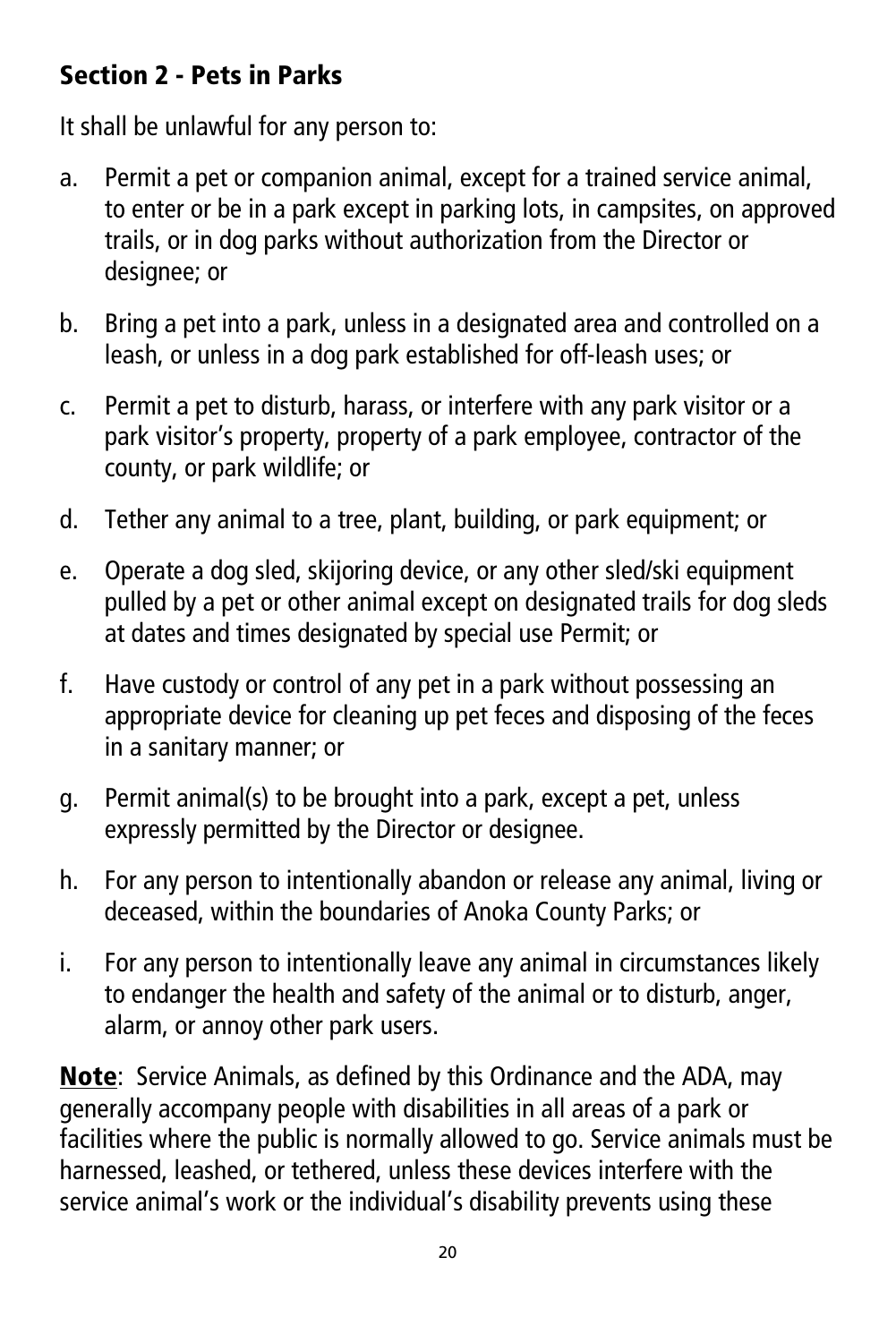### Section 2 - Pets in Parks

It shall be unlawful for any person to:

a. Permit a pet or companion animal, except for a trained service animal, to enter or be in a park except in parking lots, in campsites, on approved trails, or in dog parks without authorization from the Director or designee; or

b. Bring a pet into a park, unless in a designated area and controlled on a leash, or unless in a dog park established for off-leash uses; or

c. Permit a pet to disturb, harass, or interfere with any park visitor or a park visitor's property, property of a park employee, contractor of the county, or park wildlife; or

d. Tether any animal to a tree, plant, building, or park equipment; or

e. Operate a dog sled, skijoring device, or any other sled/ski equipment pulled by a pet or other animal except on designated trails for dog sleds at dates and times designated by special use Permit; or

f. Have custody or control of any pet in a park without possessing an appropriate device for cleaning up pet feces and disposing of the feces in a sanitary manner; or

g. Permit animal(s) to be brought into a park, except a pet, unless expressly permitted by the Director or designee.

h. For any person to intentionally abandon or release any animal, living or deceased, within the boundaries of Anoka County Parks; or

i. For any person to intentionally leave any animal in circumstances likely to endanger the health and safety of the animal or to disturb, anger, alarm, or annoy other park users.

**Note**: Service Animals, as defined by this Ordinance and the ADA, may generally accompany people with disabilities in all areas of a park or facilities where the public is normally allowed to go. Service animals must be harnessed, leashed, or tethered, unless these devices interfere with the service animal's work or the individual's disability prevents using these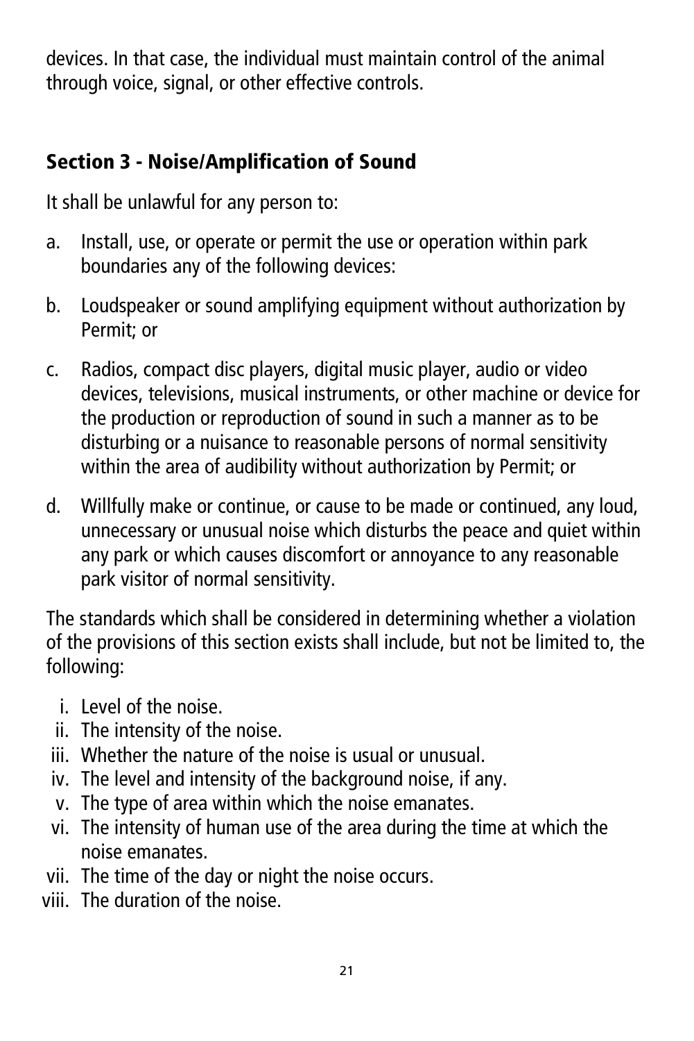devices. In that case, the individual must maintain control of the animal through voice, signal, or other effective controls.

## Section 3 - Noise/Amplification of Sound

It shall be unlawful for any person to:

a. Install, use, or operate or permit the use or operation within park boundaries any of the following devices:

b. Loudspeaker or sound amplifying equipment without authorization by Permit; or

c. Radios, compact disc players, digital music player, audio or video devices, televisions, musical instruments, or other machine or device for the production or reproduction of sound in such a manner as to be disturbing or a nuisance to reasonable persons of normal sensitivity within the area of audibility without authorization by Permit; or

d. Willfully make or continue, or cause to be made or continued, any loud, unnecessary or unusual noise which disturbs the peace and quiet within any park or which causes discomfort or annoyance to any reasonable park visitor of normal sensitivity.

The standards which shall be considered in determining whether a violation of the provisions of this section exists shall include, but not be limited to, the following:

i. Level of the noise.
ii. The intensity of the noise.
iii. Whether the nature of the noise is usual or unusual.
iv. The level and intensity of the background noise, if any.
v. The type of area within which the noise emanates.
vi. The intensity of human use of the area during the time at which the noise emanates.
vii. The time of the day or night the noise occurs.
viii. The duration of the noise.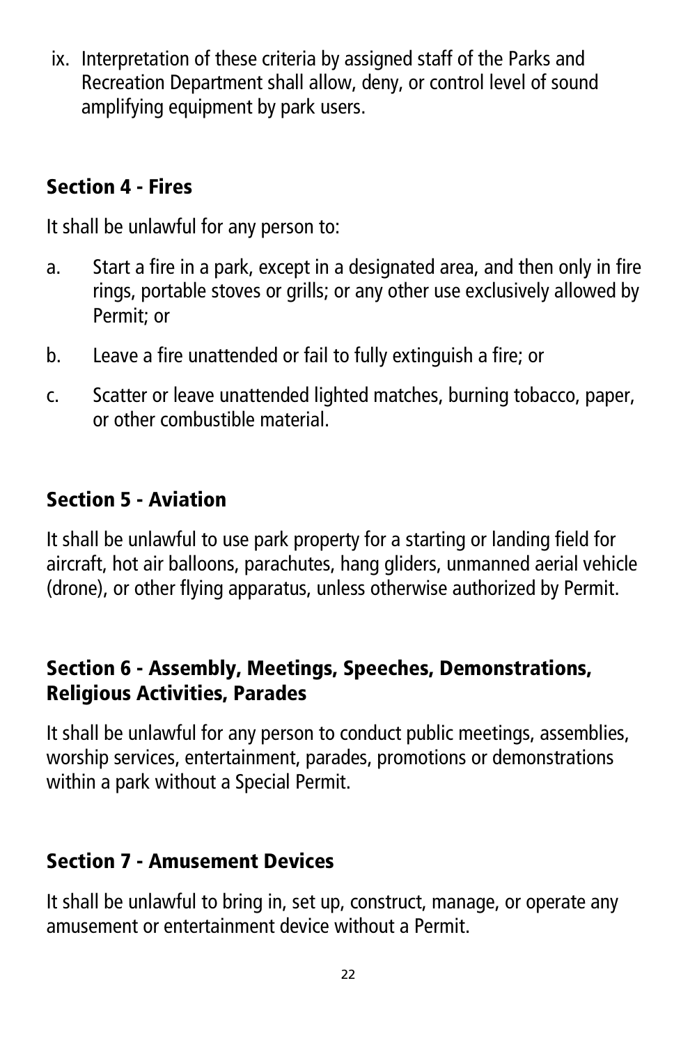ix. Interpretation of these criteria by assigned staff of the Parks and Recreation Department shall allow, deny, or control level of sound amplifying equipment by park users.

## Section 4 - Fires

It shall be unlawful for any person to:

a. Start a fire in a park, except in a designated area, and then only in fire rings, portable stoves or grills; or any other use exclusively allowed by Permit; or

b. Leave a fire unattended or fail to fully extinguish a fire; or

c. Scatter or leave unattended lighted matches, burning tobacco, paper, or other combustible material.

## Section 5 - Aviation

It shall be unlawful to use park property for a starting or landing field for aircraft, hot air balloons, parachutes, hang gliders, unmanned aerial vehicle (drone), or other flying apparatus, unless otherwise authorized by Permit.

## Section 6 - Assembly, Meetings, Speeches, Demonstrations, Religious Activities, Parades

It shall be unlawful for any person to conduct public meetings, assemblies, worship services, entertainment, parades, promotions or demonstrations within a park without a Special Permit.

## Section 7 - Amusement Devices

It shall be unlawful to bring in, set up, construct, manage, or operate any amusement or entertainment device without a Permit.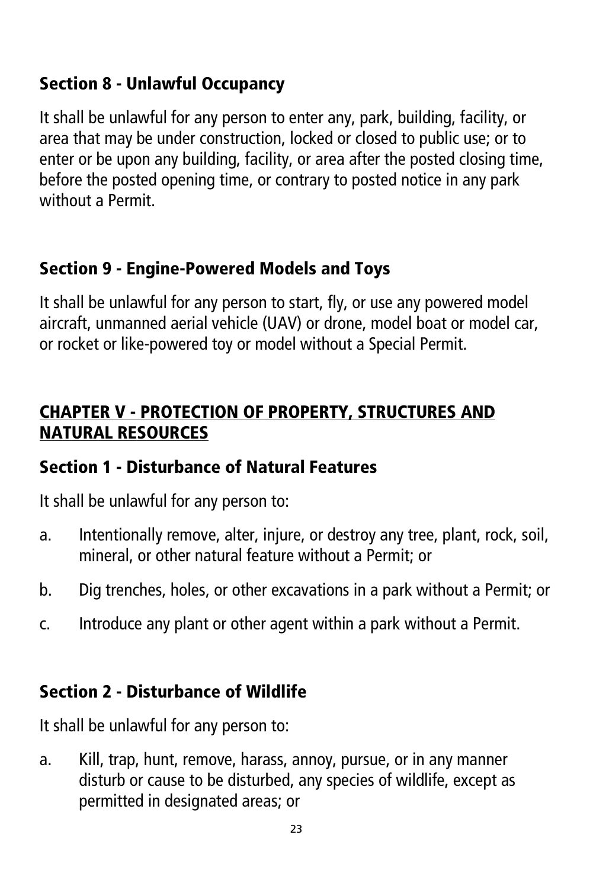### Section 8 - Unlawful Occupancy

It shall be unlawful for any person to enter any, park, building, facility, or area that may be under construction, locked or closed to public use; or to enter or be upon any building, facility, or area after the posted closing time, before the posted opening time, or contrary to posted notice in any park without a Permit.

### Section 9 - Engine-Powered Models and Toys

It shall be unlawful for any person to start, fly, or use any powered model aircraft, unmanned aerial vehicle (UAV) or drone, model boat or model car, or rocket or like-powered toy or model without a Special Permit.

## CHAPTER V - PROTECTION OF PROPERTY, STRUCTURES AND NATURAL RESOURCES

### Section 1 - Disturbance of Natural Features

It shall be unlawful for any person to:

a. Intentionally remove, alter, injure, or destroy any tree, plant, rock, soil, mineral, or other natural feature without a Permit; or

b. Dig trenches, holes, or other excavations in a park without a Permit; or

c. Introduce any plant or other agent within a park without a Permit.

### Section 2 - Disturbance of Wildlife

It shall be unlawful for any person to:

a. Kill, trap, hunt, remove, harass, annoy, pursue, or in any manner disturb or cause to be disturbed, any species of wildlife, except as permitted in designated areas; or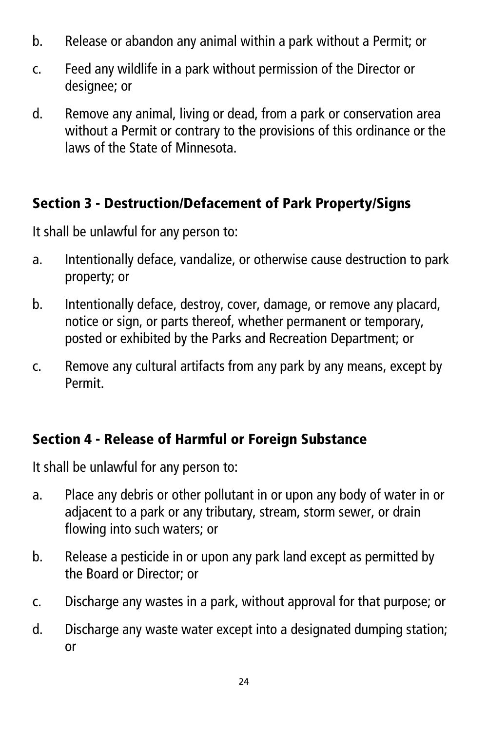b. Release or abandon any animal within a park without a Permit; or

c. Feed any wildlife in a park without permission of the Director or designee; or

d. Remove any animal, living or dead, from a park or conservation area without a Permit or contrary to the provisions of this ordinance or the laws of the State of Minnesota.

## Section 3 - Destruction/Defacement of Park Property/Signs

It shall be unlawful for any person to:

a. Intentionally deface, vandalize, or otherwise cause destruction to park property; or

b. Intentionally deface, destroy, cover, damage, or remove any placard, notice or sign, or parts thereof, whether permanent or temporary, posted or exhibited by the Parks and Recreation Department; or

c. Remove any cultural artifacts from any park by any means, except by Permit.

## Section 4 - Release of Harmful or Foreign Substance

It shall be unlawful for any person to:

a. Place any debris or other pollutant in or upon any body of water in or adjacent to a park or any tributary, stream, storm sewer, or drain flowing into such waters; or

b. Release a pesticide in or upon any park land except as permitted by the Board or Director; or

c. Discharge any wastes in a park, without approval for that purpose; or

d. Discharge any waste water except into a designated dumping station; or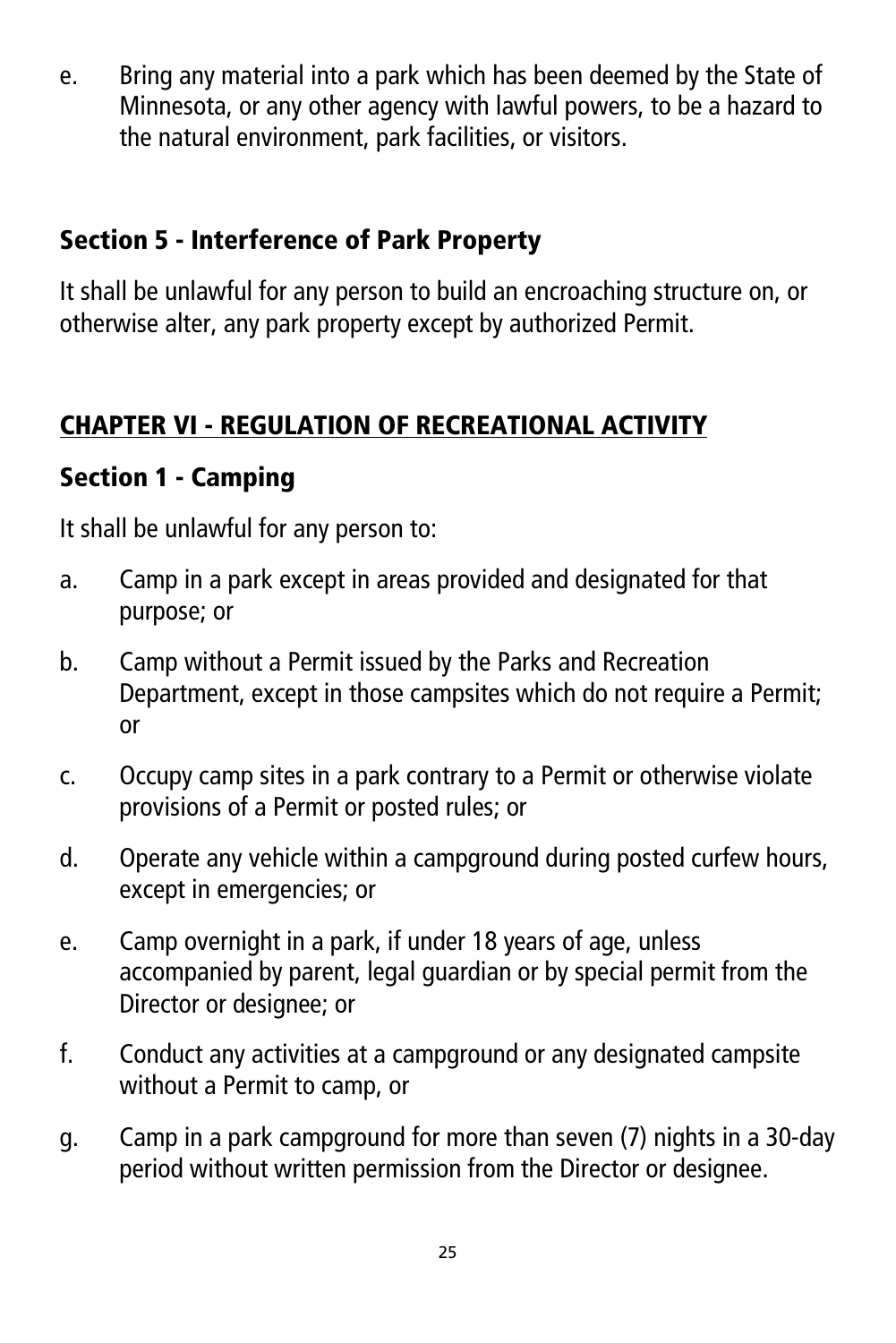e. Bring any material into a park which has been deemed by the State of Minnesota, or any other agency with lawful powers, to be a hazard to the natural environment, park facilities, or visitors.

### Section 5 - Interference of Park Property

It shall be unlawful for any person to build an encroaching structure on, or otherwise alter, any park property except by authorized Permit.

## CHAPTER VI - REGULATION OF RECREATIONAL ACTIVITY

### Section 1 - Camping

It shall be unlawful for any person to:

a. Camp in a park except in areas provided and designated for that purpose; or

b. Camp without a Permit issued by the Parks and Recreation Department, except in those campsites which do not require a Permit; or

c. Occupy camp sites in a park contrary to a Permit or otherwise violate provisions of a Permit or posted rules; or

d. Operate any vehicle within a campground during posted curfew hours, except in emergencies; or

e. Camp overnight in a park, if under 18 years of age, unless accompanied by parent, legal guardian or by special permit from the Director or designee; or

f. Conduct any activities at a campground or any designated campsite without a Permit to camp, or

g. Camp in a park campground for more than seven (7) nights in a 30-day period without written permission from the Director or designee.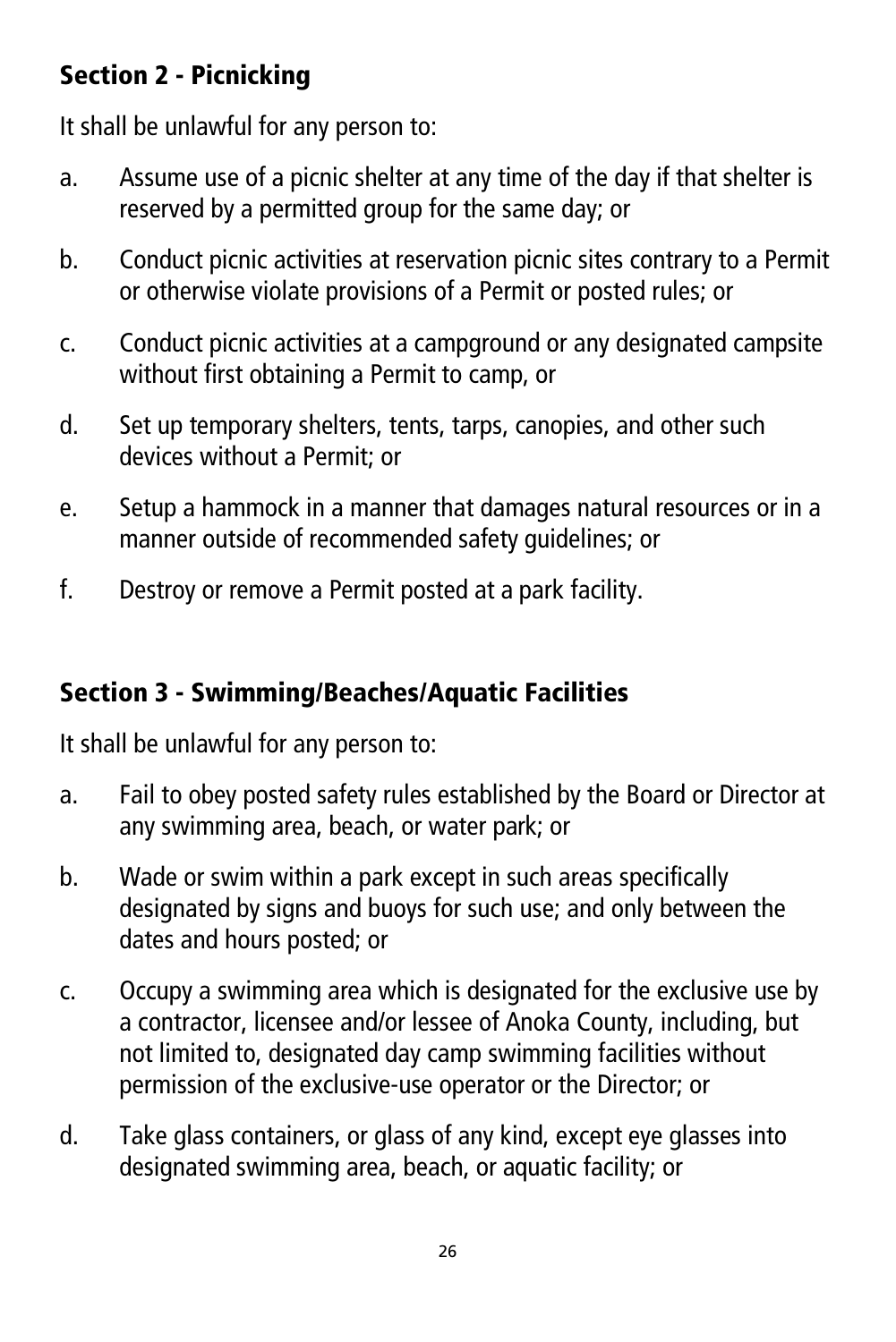## Section 2 - Picnicking

It shall be unlawful for any person to:

a. Assume use of a picnic shelter at any time of the day if that shelter is reserved by a permitted group for the same day; or

b. Conduct picnic activities at reservation picnic sites contrary to a Permit or otherwise violate provisions of a Permit or posted rules; or

c. Conduct picnic activities at a campground or any designated campsite without first obtaining a Permit to camp, or

d. Set up temporary shelters, tents, tarps, canopies, and other such devices without a Permit; or

e. Setup a hammock in a manner that damages natural resources or in a manner outside of recommended safety guidelines; or

f. Destroy or remove a Permit posted at a park facility.

## Section 3 - Swimming/Beaches/Aquatic Facilities

It shall be unlawful for any person to:

a. Fail to obey posted safety rules established by the Board or Director at any swimming area, beach, or water park; or

b. Wade or swim within a park except in such areas specifically designated by signs and buoys for such use; and only between the dates and hours posted; or

c. Occupy a swimming area which is designated for the exclusive use by a contractor, licensee and/or lessee of Anoka County, including, but not limited to, designated day camp swimming facilities without permission of the exclusive-use operator or the Director; or

d. Take glass containers, or glass of any kind, except eye glasses into designated swimming area, beach, or aquatic facility; or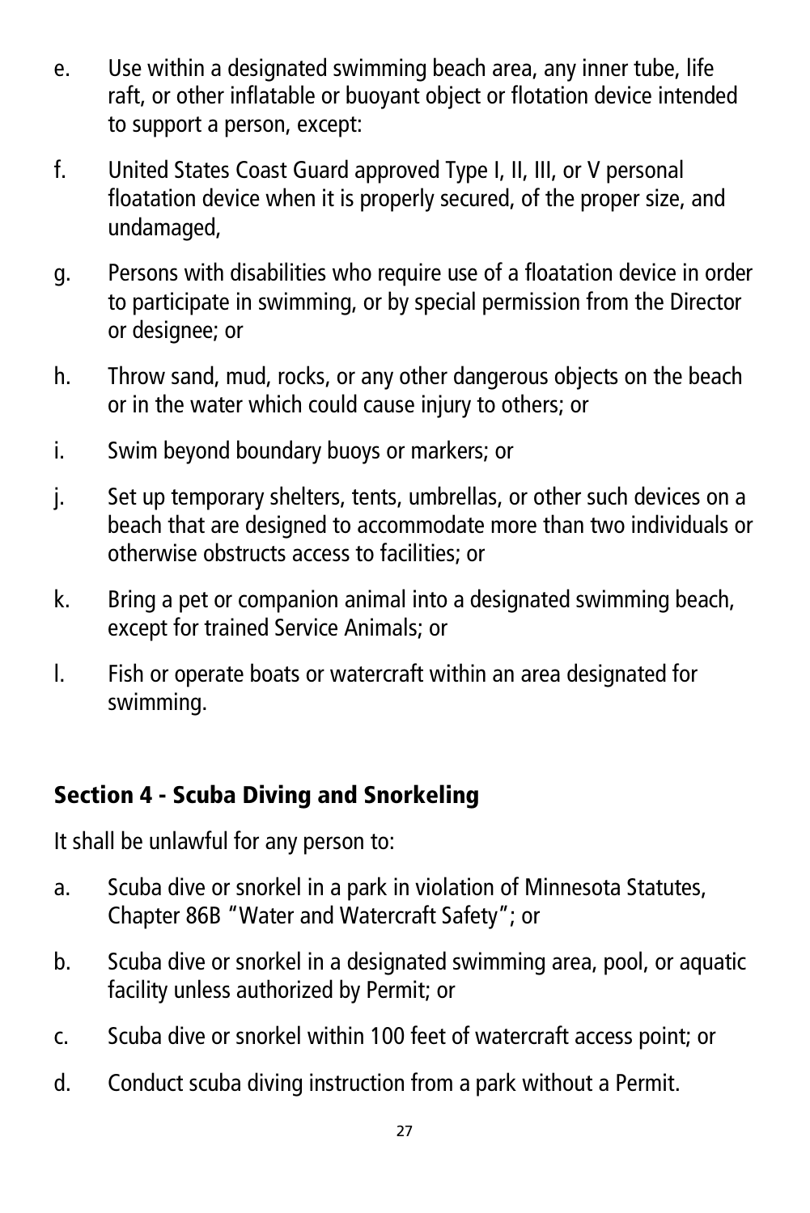e. Use within a designated swimming beach area, any inner tube, life raft, or other inflatable or buoyant object or flotation device intended to support a person, except:

f. United States Coast Guard approved Type I, II, III, or V personal floatation device when it is properly secured, of the proper size, and undamaged,

g. Persons with disabilities who require use of a floatation device in order to participate in swimming, or by special permission from the Director or designee; or

h. Throw sand, mud, rocks, or any other dangerous objects on the beach or in the water which could cause injury to others; or

i. Swim beyond boundary buoys or markers; or

j. Set up temporary shelters, tents, umbrellas, or other such devices on a beach that are designed to accommodate more than two individuals or otherwise obstructs access to facilities; or

k. Bring a pet or companion animal into a designated swimming beach, except for trained Service Animals; or

l. Fish or operate boats or watercraft within an area designated for swimming.

## Section 4 - Scuba Diving and Snorkeling

It shall be unlawful for any person to:

a. Scuba dive or snorkel in a park in violation of Minnesota Statutes, Chapter 86B "Water and Watercraft Safety"; or

b. Scuba dive or snorkel in a designated swimming area, pool, or aquatic facility unless authorized by Permit; or

c. Scuba dive or snorkel within 100 feet of watercraft access point; or

d. Conduct scuba diving instruction from a park without a Permit.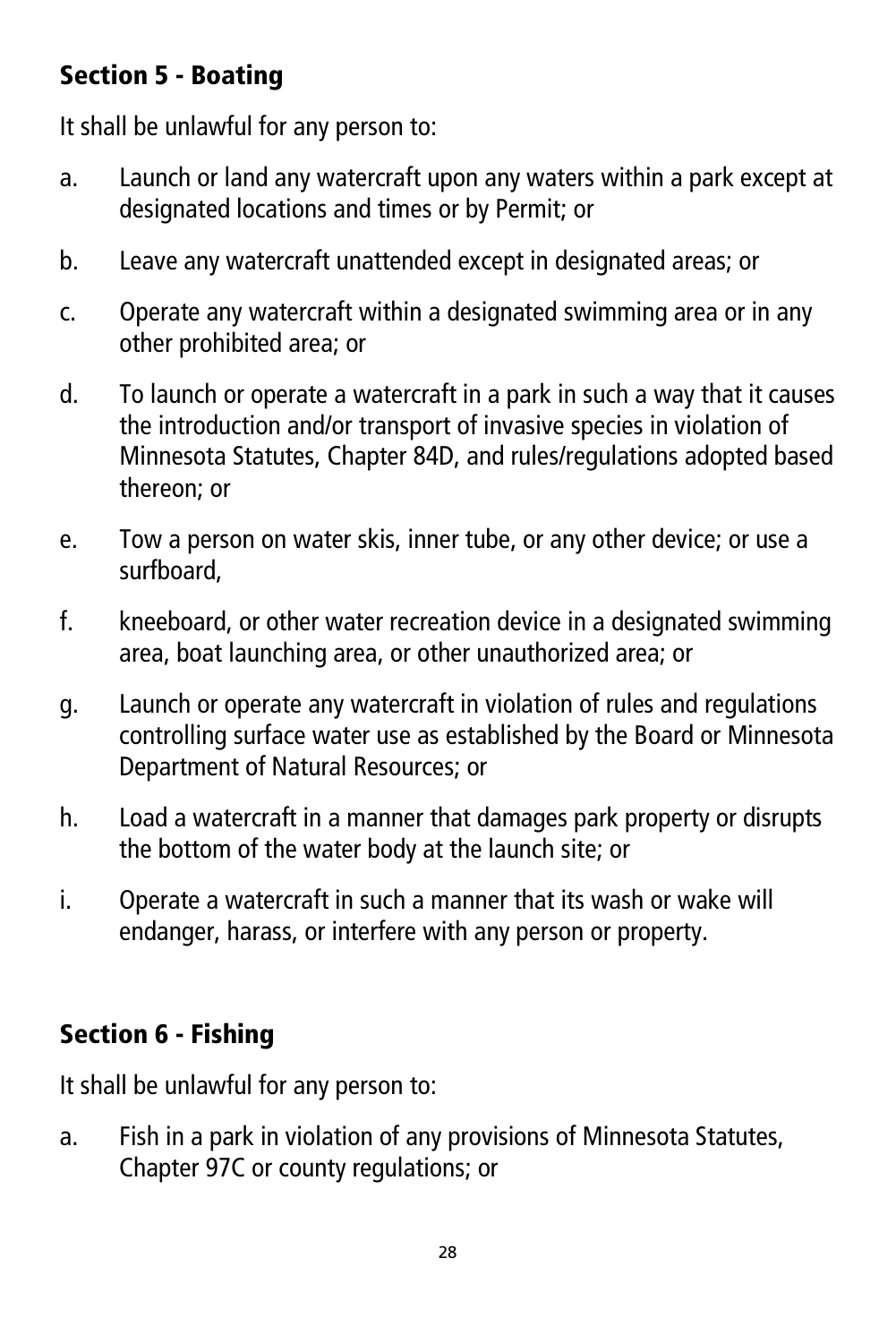## Section 5 - Boating

It shall be unlawful for any person to:

a. Launch or land any watercraft upon any waters within a park except at designated locations and times or by Permit; or

b. Leave any watercraft unattended except in designated areas; or

c. Operate any watercraft within a designated swimming area or in any other prohibited area; or

d. To launch or operate a watercraft in a park in such a way that it causes the introduction and/or transport of invasive species in violation of Minnesota Statutes, Chapter 84D, and rules/regulations adopted based thereon; or

e. Tow a person on water skis, inner tube, or any other device; or use a surfboard,

f. kneeboard, or other water recreation device in a designated swimming area, boat launching area, or other unauthorized area; or

g. Launch or operate any watercraft in violation of rules and regulations controlling surface water use as established by the Board or Minnesota Department of Natural Resources; or

h. Load a watercraft in a manner that damages park property or disrupts the bottom of the water body at the launch site; or

i. Operate a watercraft in such a manner that its wash or wake will endanger, harass, or interfere with any person or property.

## Section 6 - Fishing

It shall be unlawful for any person to:

a. Fish in a park in violation of any provisions of Minnesota Statutes, Chapter 97C or county regulations; or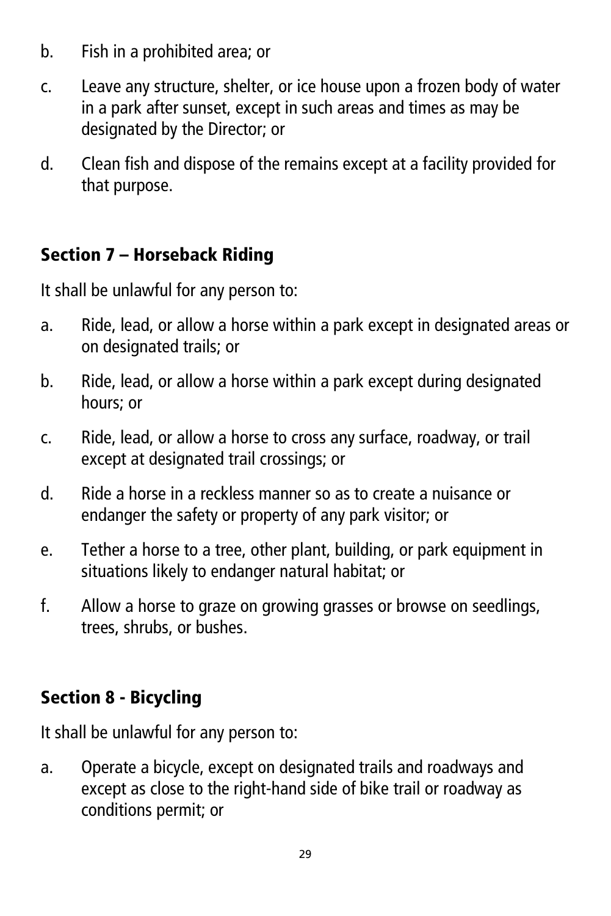b. Fish in a prohibited area; or

c. Leave any structure, shelter, or ice house upon a frozen body of water in a park after sunset, except in such areas and times as may be designated by the Director; or

d. Clean fish and dispose of the remains except at a facility provided for that purpose.

## Section 7 – Horseback Riding

It shall be unlawful for any person to:

a. Ride, lead, or allow a horse within a park except in designated areas or on designated trails; or

b. Ride, lead, or allow a horse within a park except during designated hours; or

c. Ride, lead, or allow a horse to cross any surface, roadway, or trail except at designated trail crossings; or

d. Ride a horse in a reckless manner so as to create a nuisance or endanger the safety or property of any park visitor; or

e. Tether a horse to a tree, other plant, building, or park equipment in situations likely to endanger natural habitat; or

f. Allow a horse to graze on growing grasses or browse on seedlings, trees, shrubs, or bushes.

## Section 8 - Bicycling

It shall be unlawful for any person to:

a. Operate a bicycle, except on designated trails and roadways and except as close to the right-hand side of bike trail or roadway as conditions permit; or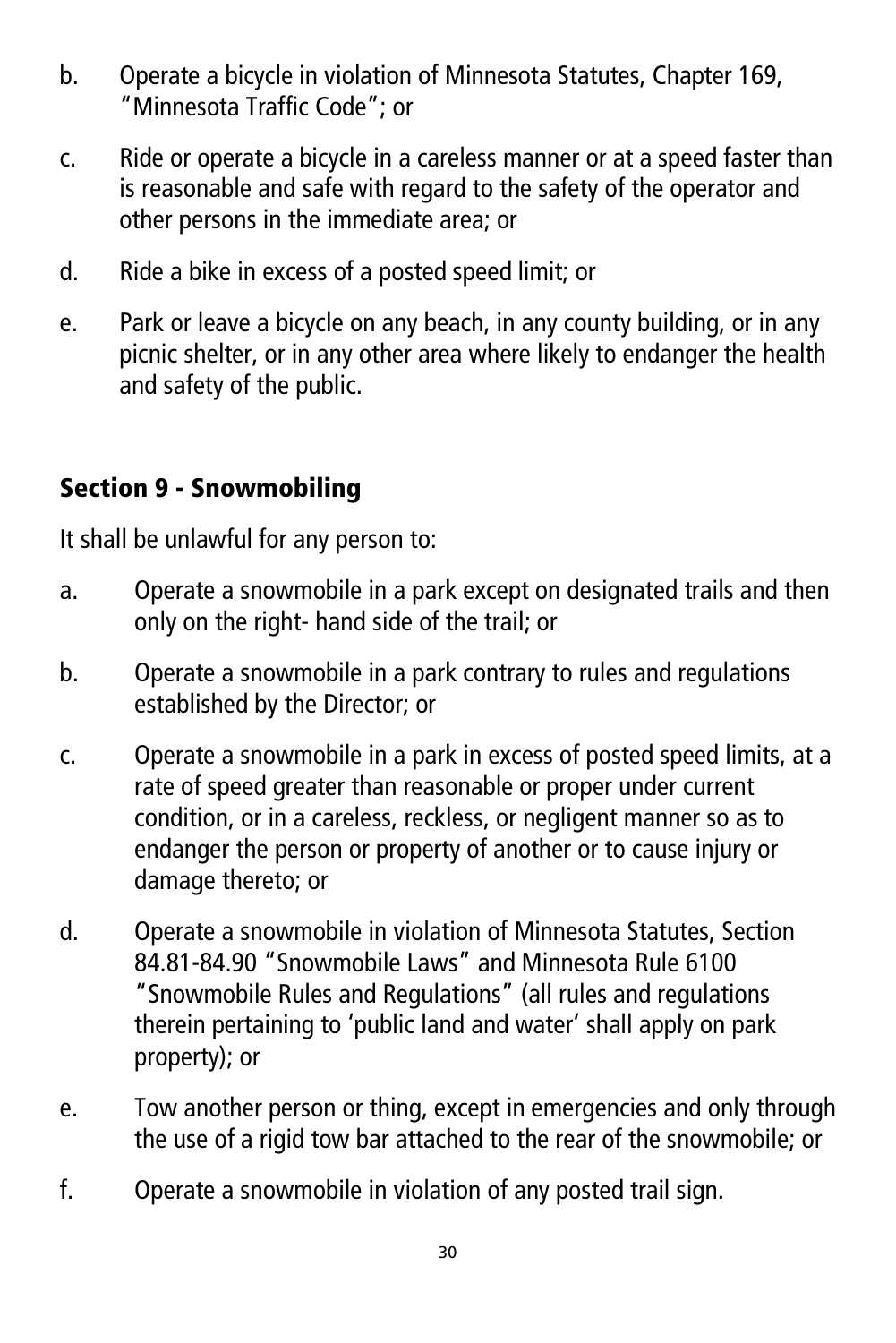b. Operate a bicycle in violation of Minnesota Statutes, Chapter 169, "Minnesota Traffic Code"; or

c. Ride or operate a bicycle in a careless manner or at a speed faster than is reasonable and safe with regard to the safety of the operator and other persons in the immediate area; or

d. Ride a bike in excess of a posted speed limit; or

e. Park or leave a bicycle on any beach, in any county building, or in any picnic shelter, or in any other area where likely to endanger the health and safety of the public.

## Section 9 - Snowmobiling

It shall be unlawful for any person to:

a. Operate a snowmobile in a park except on designated trails and then only on the right- hand side of the trail; or

b. Operate a snowmobile in a park contrary to rules and regulations established by the Director; or

c. Operate a snowmobile in a park in excess of posted speed limits, at a rate of speed greater than reasonable or proper under current condition, or in a careless, reckless, or negligent manner so as to endanger the person or property of another or to cause injury or damage thereto; or

d. Operate a snowmobile in violation of Minnesota Statutes, Section 84.81-84.90 "Snowmobile Laws" and Minnesota Rule 6100 "Snowmobile Rules and Regulations" (all rules and regulations therein pertaining to 'public land and water' shall apply on park property); or

e. Tow another person or thing, except in emergencies and only through the use of a rigid tow bar attached to the rear of the snowmobile; or

f. Operate a snowmobile in violation of any posted trail sign.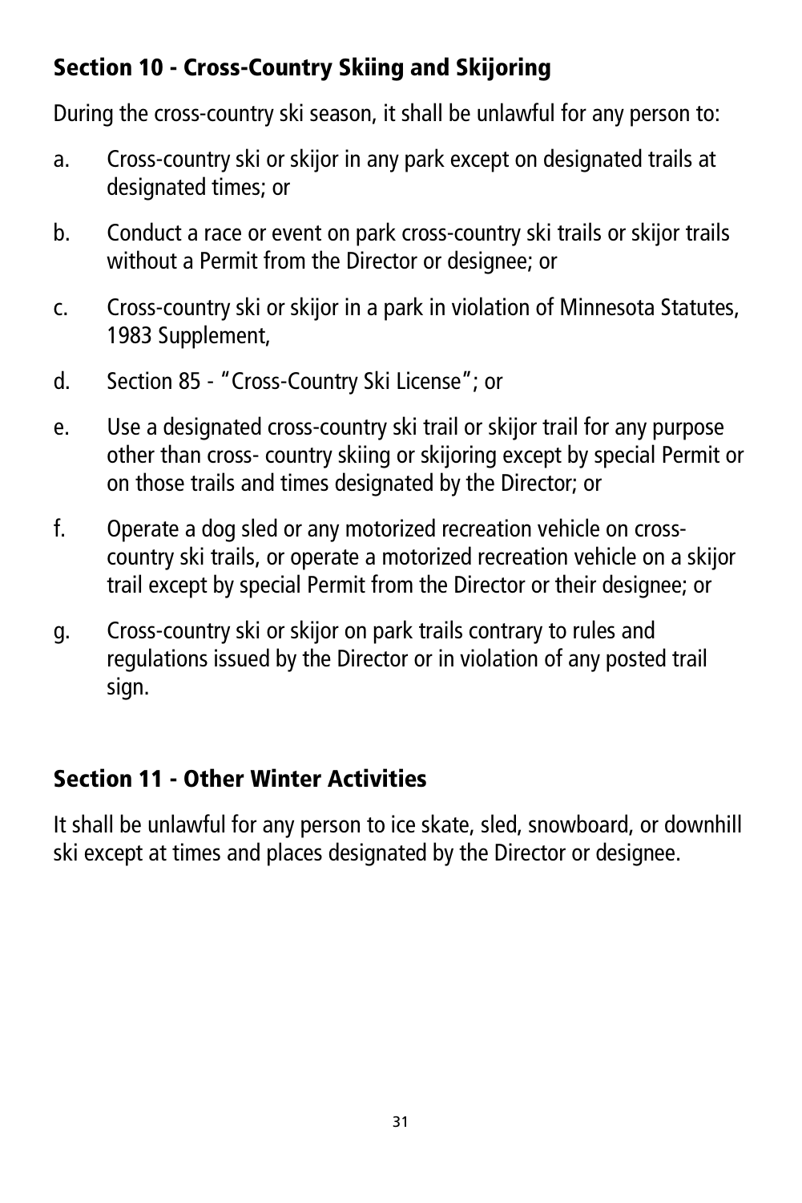## Section 10 - Cross-Country Skiing and Skijoring

During the cross-country ski season, it shall be unlawful for any person to:

a. Cross-country ski or skijor in any park except on designated trails at designated times; or

b. Conduct a race or event on park cross-country ski trails or skijor trails without a Permit from the Director or designee; or

c. Cross-country ski or skijor in a park in violation of Minnesota Statutes, 1983 Supplement,

d. Section 85 - "Cross-Country Ski License"; or

e. Use a designated cross-country ski trail or skijor trail for any purpose other than cross- country skiing or skijoring except by special Permit or on those trails and times designated by the Director; or

f. Operate a dog sled or any motorized recreation vehicle on cross-country ski trails, or operate a motorized recreation vehicle on a skijor trail except by special Permit from the Director or their designee; or

g. Cross-country ski or skijor on park trails contrary to rules and regulations issued by the Director or in violation of any posted trail sign.

## Section 11 - Other Winter Activities

It shall be unlawful for any person to ice skate, sled, snowboard, or downhill ski except at times and places designated by the Director or designee.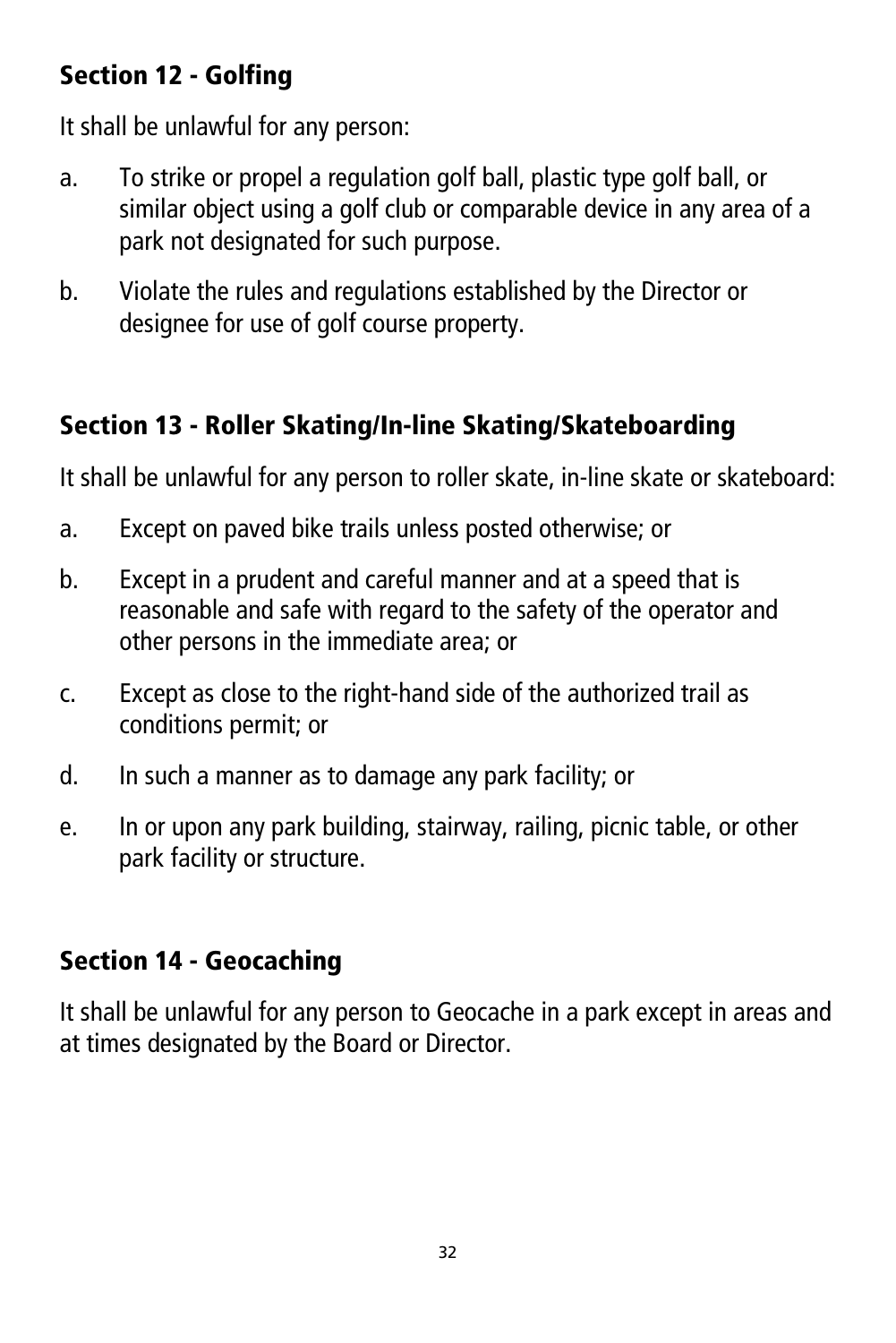## Section 12 - Golfing

It shall be unlawful for any person:

a. To strike or propel a regulation golf ball, plastic type golf ball, or similar object using a golf club or comparable device in any area of a park not designated for such purpose.

b. Violate the rules and regulations established by the Director or designee for use of golf course property.

## Section 13 - Roller Skating/In-line Skating/Skateboarding

It shall be unlawful for any person to roller skate, in-line skate or skateboard:

a. Except on paved bike trails unless posted otherwise; or

b. Except in a prudent and careful manner and at a speed that is reasonable and safe with regard to the safety of the operator and other persons in the immediate area; or

c. Except as close to the right-hand side of the authorized trail as conditions permit; or

d. In such a manner as to damage any park facility; or

e. In or upon any park building, stairway, railing, picnic table, or other park facility or structure.

## Section 14 - Geocaching

It shall be unlawful for any person to Geocache in a park except in areas and at times designated by the Board or Director.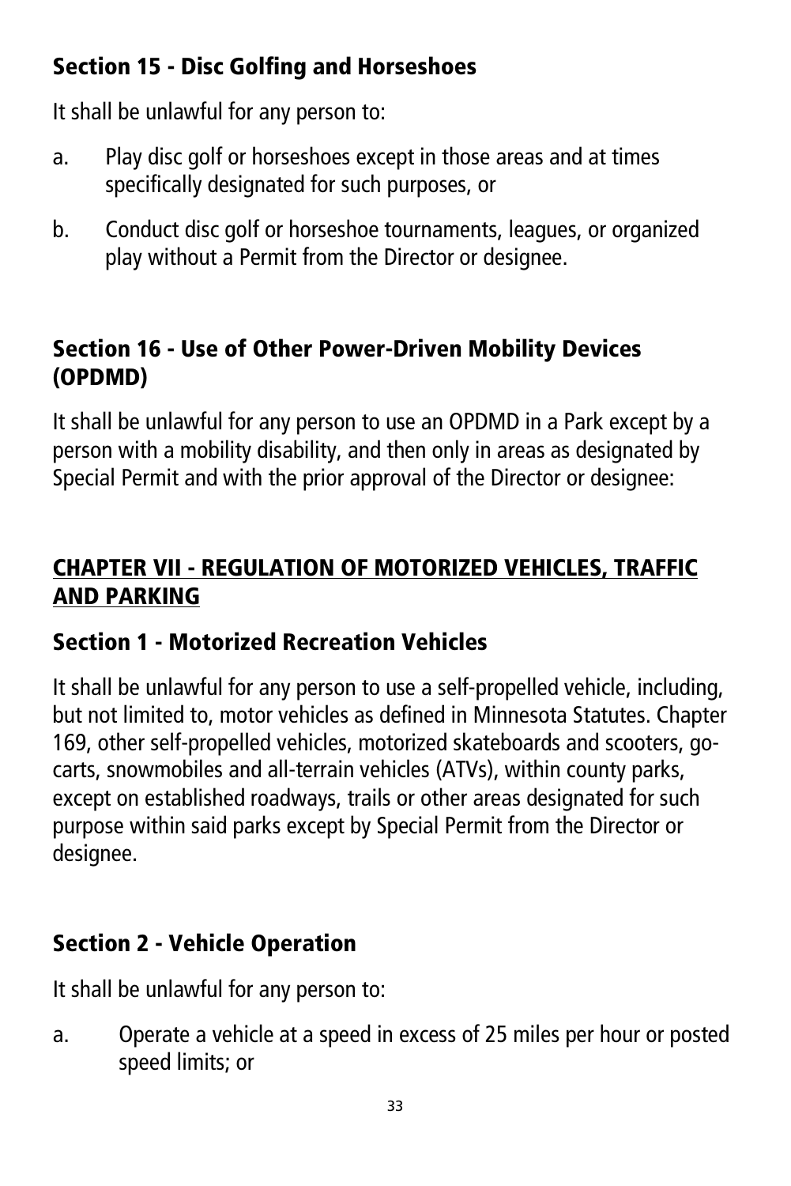### Section 15 - Disc Golfing and Horseshoes

It shall be unlawful for any person to:

a. Play disc golf or horseshoes except in those areas and at times specifically designated for such purposes, or

b. Conduct disc golf or horseshoe tournaments, leagues, or organized play without a Permit from the Director or designee.

### Section 16 - Use of Other Power-Driven Mobility Devices (OPDMD)

It shall be unlawful for any person to use an OPDMD in a Park except by a person with a mobility disability, and then only in areas as designated by Special Permit and with the prior approval of the Director or designee:

## CHAPTER VII - REGULATION OF MOTORIZED VEHICLES, TRAFFIC AND PARKING

### Section 1 - Motorized Recreation Vehicles

It shall be unlawful for any person to use a self-propelled vehicle, including, but not limited to, motor vehicles as defined in Minnesota Statutes. Chapter 169, other self-propelled vehicles, motorized skateboards and scooters, go-carts, snowmobiles and all-terrain vehicles (ATVs), within county parks, except on established roadways, trails or other areas designated for such purpose within said parks except by Special Permit from the Director or designee.

### Section 2 - Vehicle Operation

It shall be unlawful for any person to:

a. Operate a vehicle at a speed in excess of 25 miles per hour or posted speed limits; or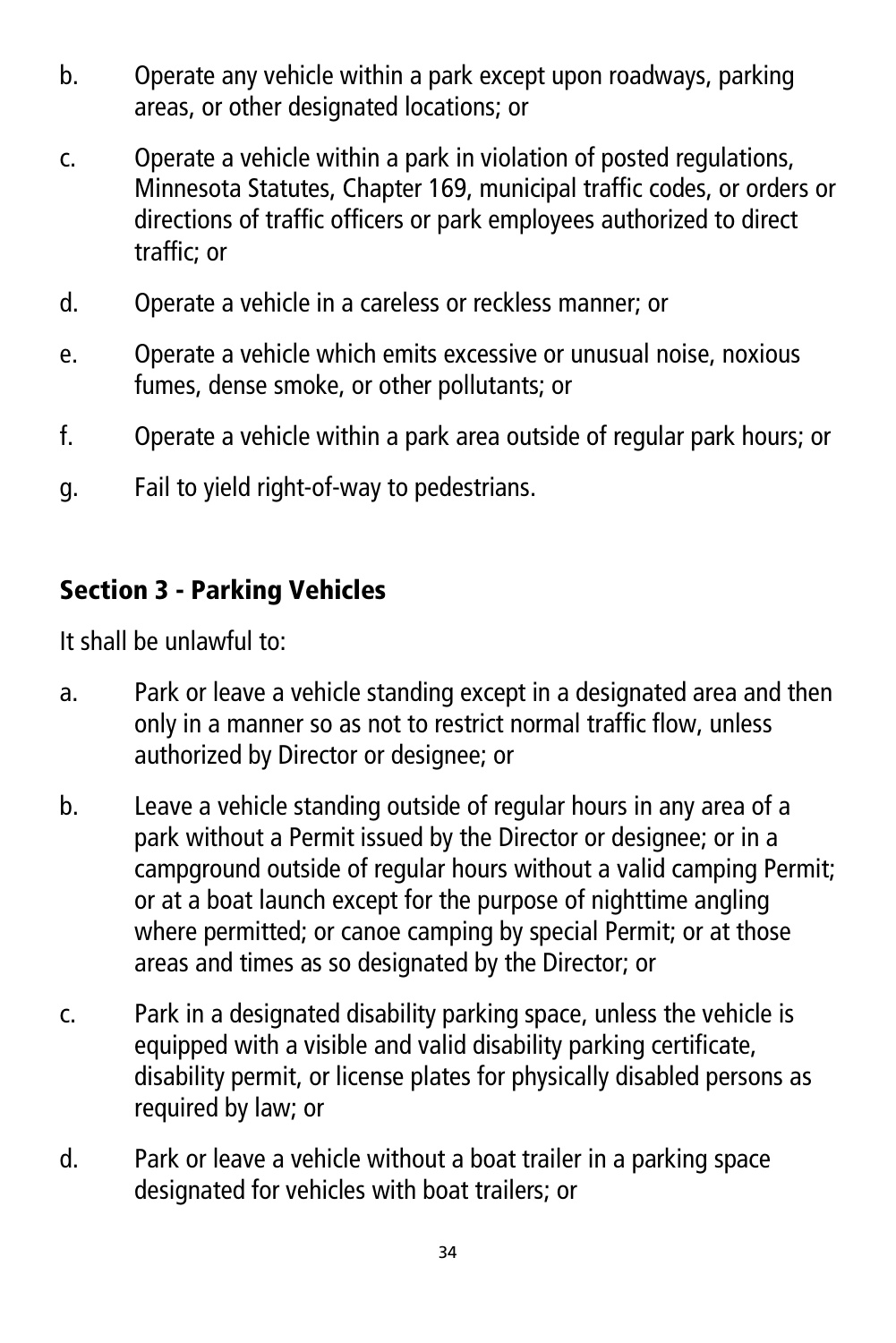b. Operate any vehicle within a park except upon roadways, parking areas, or other designated locations; or

c. Operate a vehicle within a park in violation of posted regulations, Minnesota Statutes, Chapter 169, municipal traffic codes, or orders or directions of traffic officers or park employees authorized to direct traffic; or

d. Operate a vehicle in a careless or reckless manner; or

e. Operate a vehicle which emits excessive or unusual noise, noxious fumes, dense smoke, or other pollutants; or

f. Operate a vehicle within a park area outside of regular park hours; or

g. Fail to yield right-of-way to pedestrians.

## Section 3 - Parking Vehicles

It shall be unlawful to:

a. Park or leave a vehicle standing except in a designated area and then only in a manner so as not to restrict normal traffic flow, unless authorized by Director or designee; or

b. Leave a vehicle standing outside of regular hours in any area of a park without a Permit issued by the Director or designee; or in a campground outside of regular hours without a valid camping Permit; or at a boat launch except for the purpose of nighttime angling where permitted; or canoe camping by special Permit; or at those areas and times as so designated by the Director; or

c. Park in a designated disability parking space, unless the vehicle is equipped with a visible and valid disability parking certificate, disability permit, or license plates for physically disabled persons as required by law; or

d. Park or leave a vehicle without a boat trailer in a parking space designated for vehicles with boat trailers; or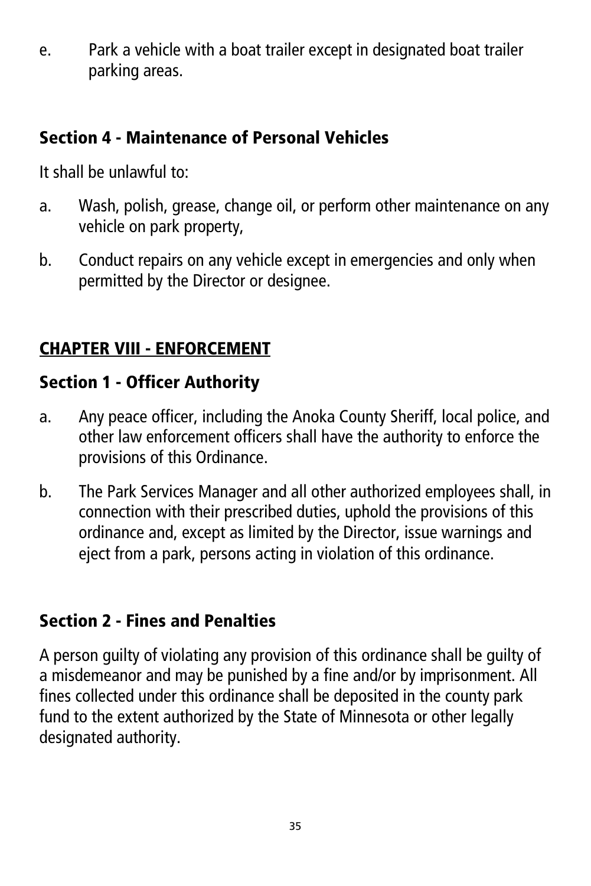e. Park a vehicle with a boat trailer except in designated boat trailer parking areas.

### Section 4 - Maintenance of Personal Vehicles

It shall be unlawful to:

a. Wash, polish, grease, change oil, or perform other maintenance on any vehicle on park property,

b. Conduct repairs on any vehicle except in emergencies and only when permitted by the Director or designee.

## CHAPTER VIII - ENFORCEMENT

### Section 1 - Officer Authority

a. Any peace officer, including the Anoka County Sheriff, local police, and other law enforcement officers shall have the authority to enforce the provisions of this Ordinance.

b. The Park Services Manager and all other authorized employees shall, in connection with their prescribed duties, uphold the provisions of this ordinance and, except as limited by the Director, issue warnings and eject from a park, persons acting in violation of this ordinance.

### Section 2 - Fines and Penalties

A person guilty of violating any provision of this ordinance shall be guilty of a misdemeanor and may be punished by a fine and/or by imprisonment. All fines collected under this ordinance shall be deposited in the county park fund to the extent authorized by the State of Minnesota or other legally designated authority.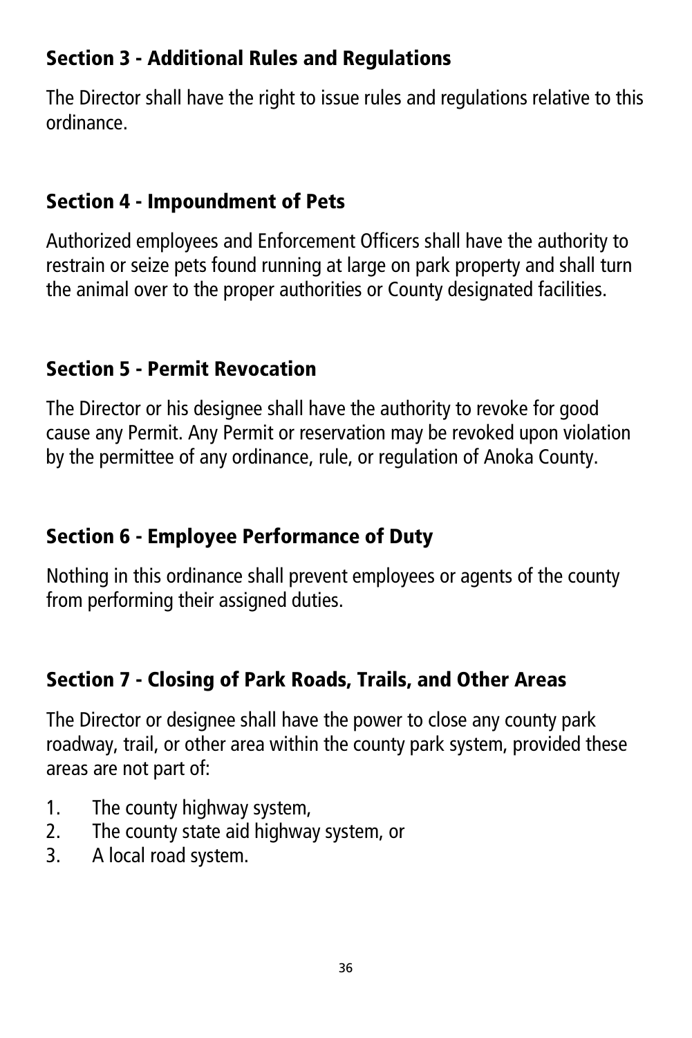## Section 3 - Additional Rules and Regulations

The Director shall have the right to issue rules and regulations relative to this ordinance.

## Section 4 - Impoundment of Pets

Authorized employees and Enforcement Officers shall have the authority to restrain or seize pets found running at large on park property and shall turn the animal over to the proper authorities or County designated facilities.

## Section 5 - Permit Revocation

The Director or his designee shall have the authority to revoke for good cause any Permit. Any Permit or reservation may be revoked upon violation by the permittee of any ordinance, rule, or regulation of Anoka County.

## Section 6 - Employee Performance of Duty

Nothing in this ordinance shall prevent employees or agents of the county from performing their assigned duties.

## Section 7 - Closing of Park Roads, Trails, and Other Areas

The Director or designee shall have the power to close any county park roadway, trail, or other area within the county park system, provided these areas are not part of:

1. The county highway system,
2. The county state aid highway system, or
3. A local road system.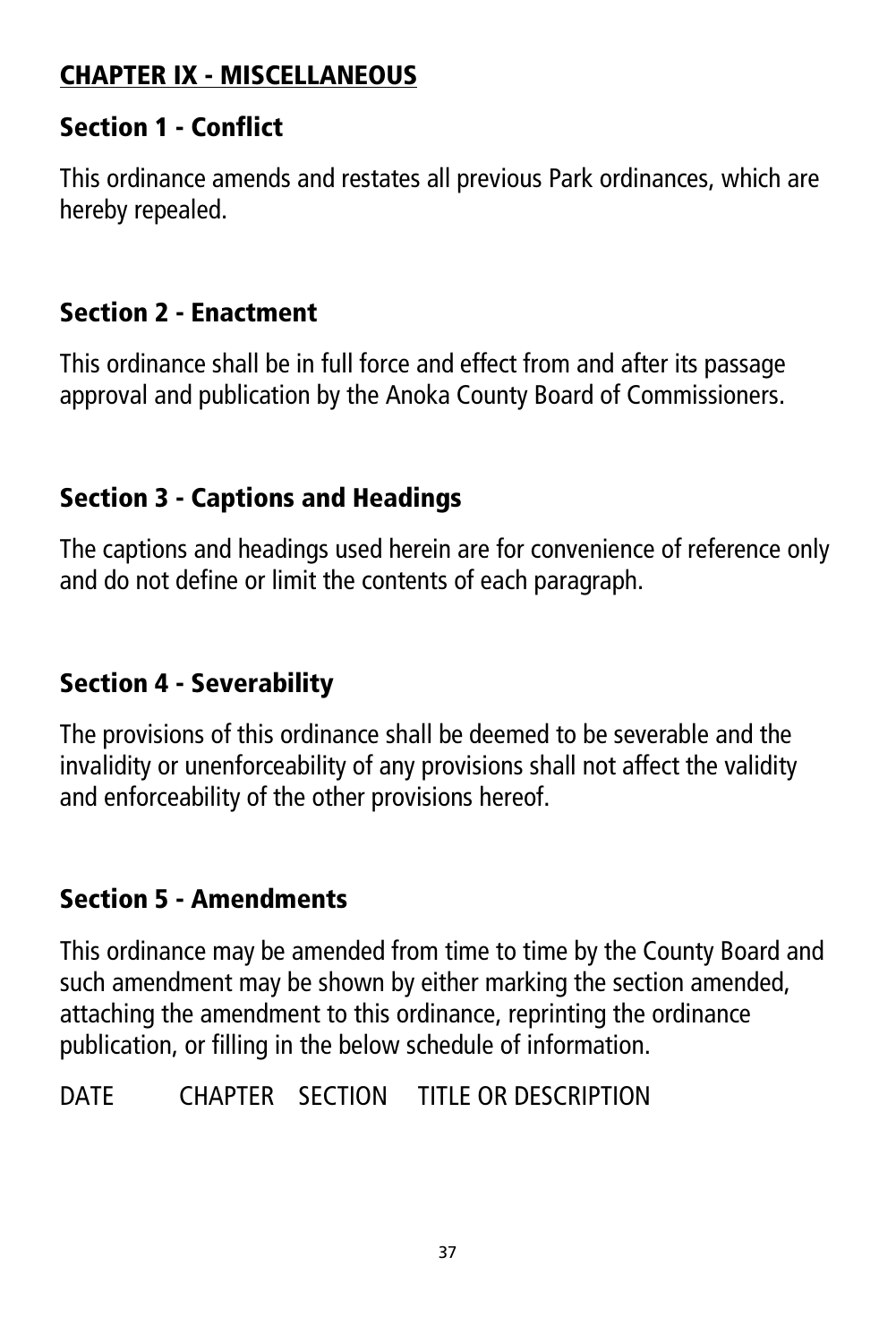## CHAPTER IX - MISCELLANEOUS

### Section 1 - Conflict

This ordinance amends and restates all previous Park ordinances, which are hereby repealed.

### Section 2 - Enactment

This ordinance shall be in full force and effect from and after its passage approval and publication by the Anoka County Board of Commissioners.

### Section 3 - Captions and Headings

The captions and headings used herein are for convenience of reference only and do not define or limit the contents of each paragraph.

### Section 4 - Severability

The provisions of this ordinance shall be deemed to be severable and the invalidity or unenforceability of any provisions shall not affect the validity and enforceability of the other provisions hereof.

### Section 5 - Amendments

This ordinance may be amended from time to time by the County Board and such amendment may be shown by either marking the section amended, attaching the amendment to this ordinance, reprinting the ordinance publication, or filling in the below schedule of information.

| DATE | CHAPTER | SECTION | TITLE OR DESCRIPTION |
|---|---|---|---|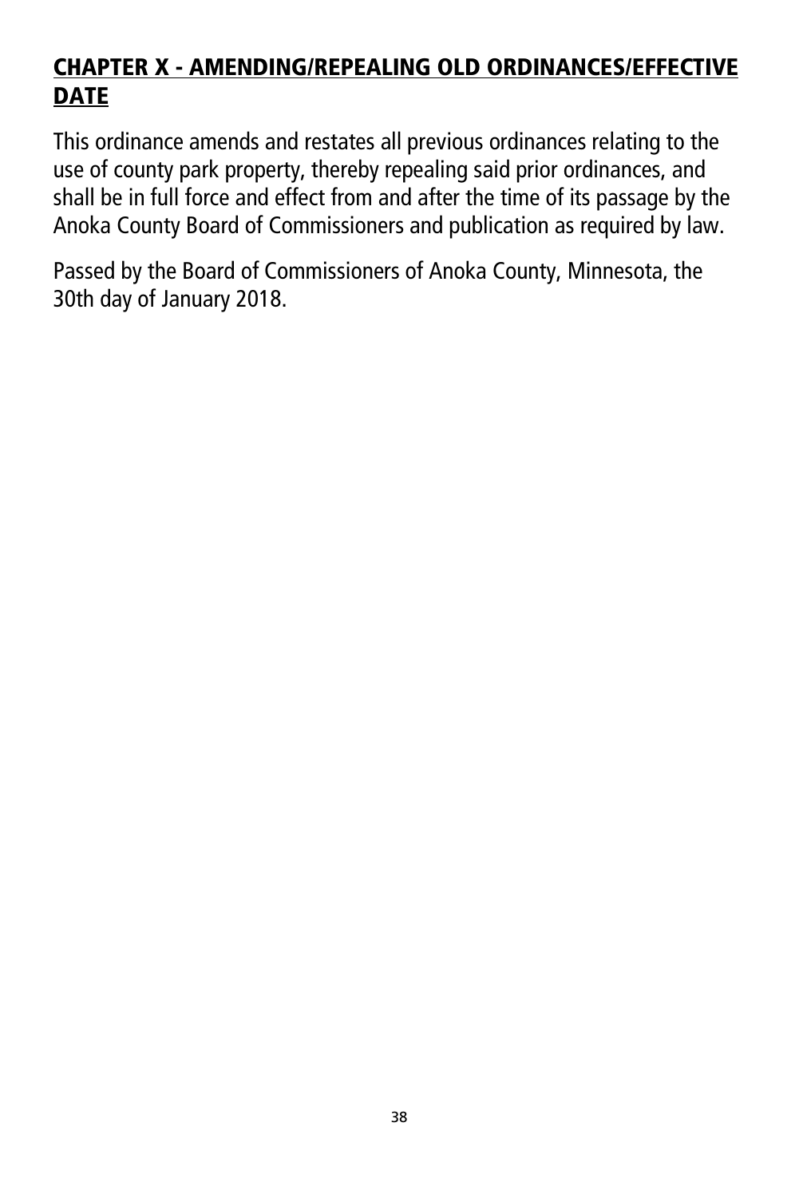## CHAPTER X - AMENDING/REPEALING OLD ORDINANCES/EFFECTIVE DATE

This ordinance amends and restates all previous ordinances relating to the use of county park property, thereby repealing said prior ordinances, and shall be in full force and effect from and after the time of its passage by the Anoka County Board of Commissioners and publication as required by law.

Passed by the Board of Commissioners of Anoka County, Minnesota, the 30th day of January 2018.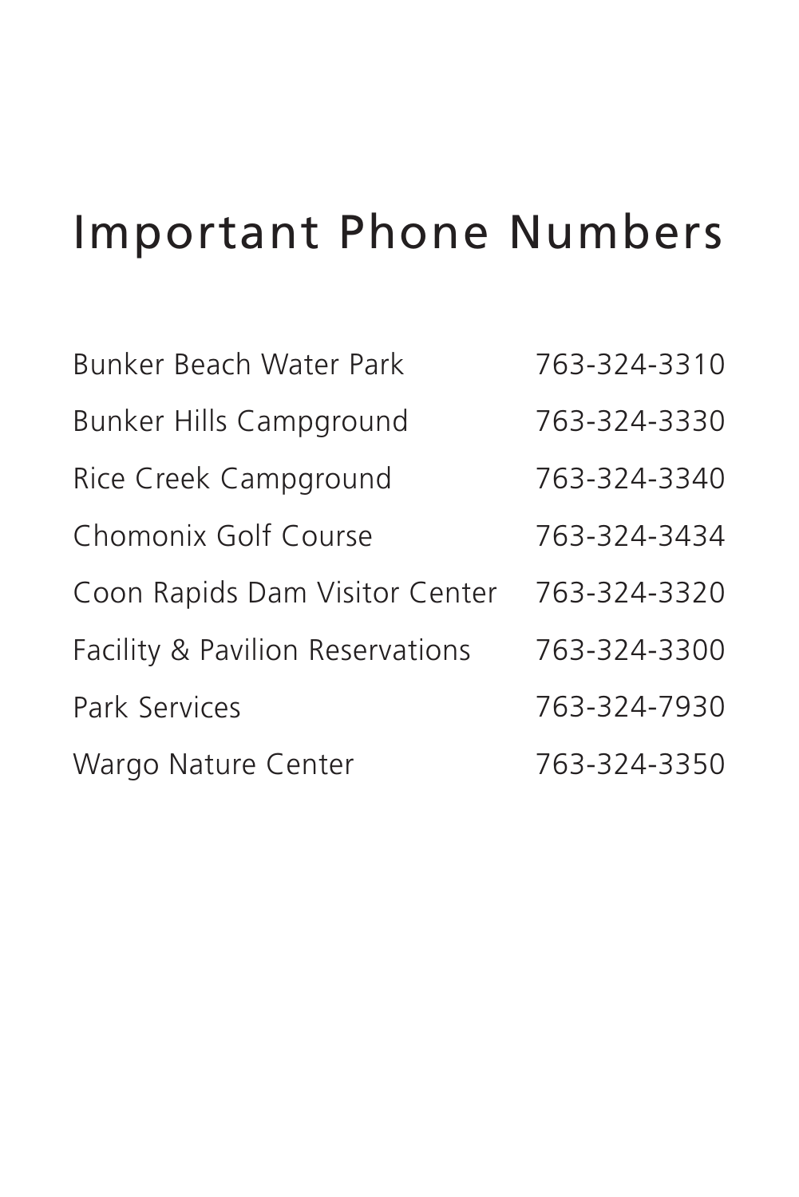# Important Phone Numbers

| | |
|---|---|
| Bunker Beach Water Park | 763-324-3310 |
| Bunker Hills Campground | 763-324-3330 |
| Rice Creek Campground | 763-324-3340 |
| Chomonix Golf Course | 763-324-3434 |
| Coon Rapids Dam Visitor Center | 763-324-3320 |
| Facility & Pavilion Reservations | 763-324-3300 |
| Park Services | 763-324-7930 |
| Wargo Nature Center | 763-324-3350 |